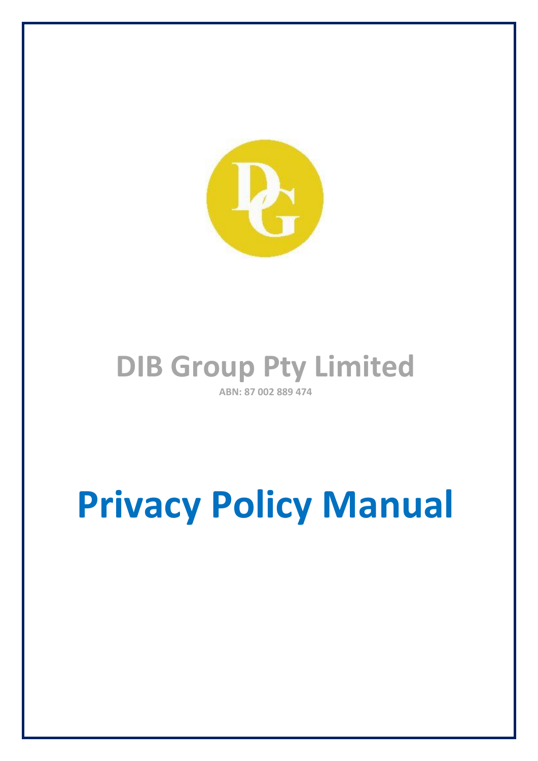# DIB Group Pty Limited

**ABN: 87 002 889 474**

# Privacy Policy Manual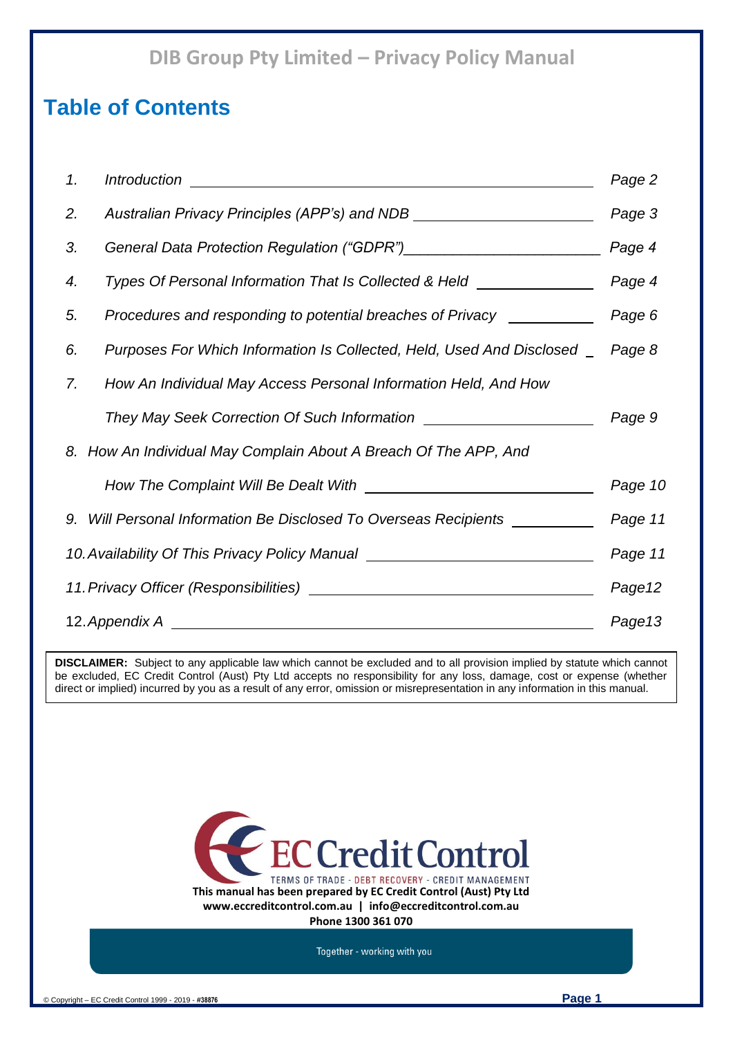# Table of Contents

| | | |
|---|---|---|
| 1. | *Introduction* | *Page 2* |
| 2. | *Australian Privacy Principles (APP's) and NDB* | *Page 3* |
| 3. | *General Data Protection Regulation ("GDPR")* | *Page 4* |
| 4. | *Types Of Personal Information That Is Collected & Held* | *Page 4* |
| 5. | *Procedures and responding to potential breaches of Privacy* | *Page 6* |
| 6. | *Purposes For Which Information Is Collected, Held, Used And Disclosed* | *Page 8* |
| 7. | *How An Individual May Access Personal Information Held, And How They May Seek Correction Of Such Information* | *Page 9* |
| 8. | *How An Individual May Complain About A Breach Of The APP, And How The Complaint Will Be Dealt With* | *Page 10* |
| 9. | *Will Personal Information Be Disclosed To Overseas Recipients* | *Page 11* |
| 10. | *Availability Of This Privacy Policy Manual* | *Page 11* |
| 11. | *Privacy Officer (Responsibilities)* | *Page12* |
| 12. | *Appendix A* | *Page13* |

**DISCLAIMER:** Subject to any applicable law which cannot be excluded and to all provision implied by statute which cannot be excluded, EC Credit Control (Aust) Pty Ltd accepts no responsibility for any loss, damage, cost or expense (whether direct or implied) incurred by you as a result of any error, omission or misrepresentation in any information in this manual.

EC Credit Control
TERMS OF TRADE - DEBT RECOVERY - CREDIT MANAGEMENT

**This manual has been prepared by EC Credit Control (Aust) Pty Ltd**
**www.eccreditcontrol.com.au | info@eccreditcontrol.com.au**
**Phone 1300 361 070**

Together - working with you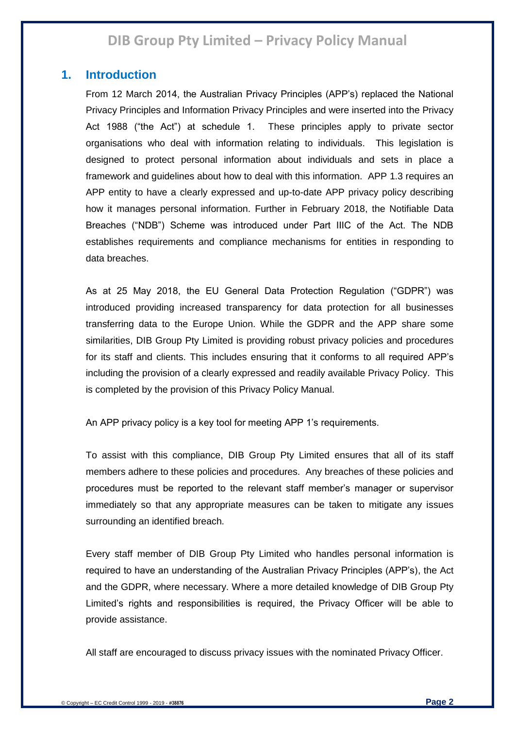## 1. Introduction

From 12 March 2014, the Australian Privacy Principles (APP's) replaced the National Privacy Principles and Information Privacy Principles and were inserted into the Privacy Act 1988 ("the Act") at schedule 1. These principles apply to private sector organisations who deal with information relating to individuals. This legislation is designed to protect personal information about individuals and sets in place a framework and guidelines about how to deal with this information. APP 1.3 requires an APP entity to have a clearly expressed and up-to-date APP privacy policy describing how it manages personal information. Further in February 2018, the Notifiable Data Breaches ("NDB") Scheme was introduced under Part IIIC of the Act. The NDB establishes requirements and compliance mechanisms for entities in responding to data breaches.

As at 25 May 2018, the EU General Data Protection Regulation ("GDPR") was introduced providing increased transparency for data protection for all businesses transferring data to the Europe Union. While the GDPR and the APP share some similarities, DIB Group Pty Limited is providing robust privacy policies and procedures for its staff and clients. This includes ensuring that it conforms to all required APP's including the provision of a clearly expressed and readily available Privacy Policy. This is completed by the provision of this Privacy Policy Manual.

An APP privacy policy is a key tool for meeting APP 1's requirements.

To assist with this compliance, DIB Group Pty Limited ensures that all of its staff members adhere to these policies and procedures. Any breaches of these policies and procedures must be reported to the relevant staff member's manager or supervisor immediately so that any appropriate measures can be taken to mitigate any issues surrounding an identified breach.

Every staff member of DIB Group Pty Limited who handles personal information is required to have an understanding of the Australian Privacy Principles (APP's), the Act and the GDPR, where necessary. Where a more detailed knowledge of DIB Group Pty Limited's rights and responsibilities is required, the Privacy Officer will be able to provide assistance.

All staff are encouraged to discuss privacy issues with the nominated Privacy Officer.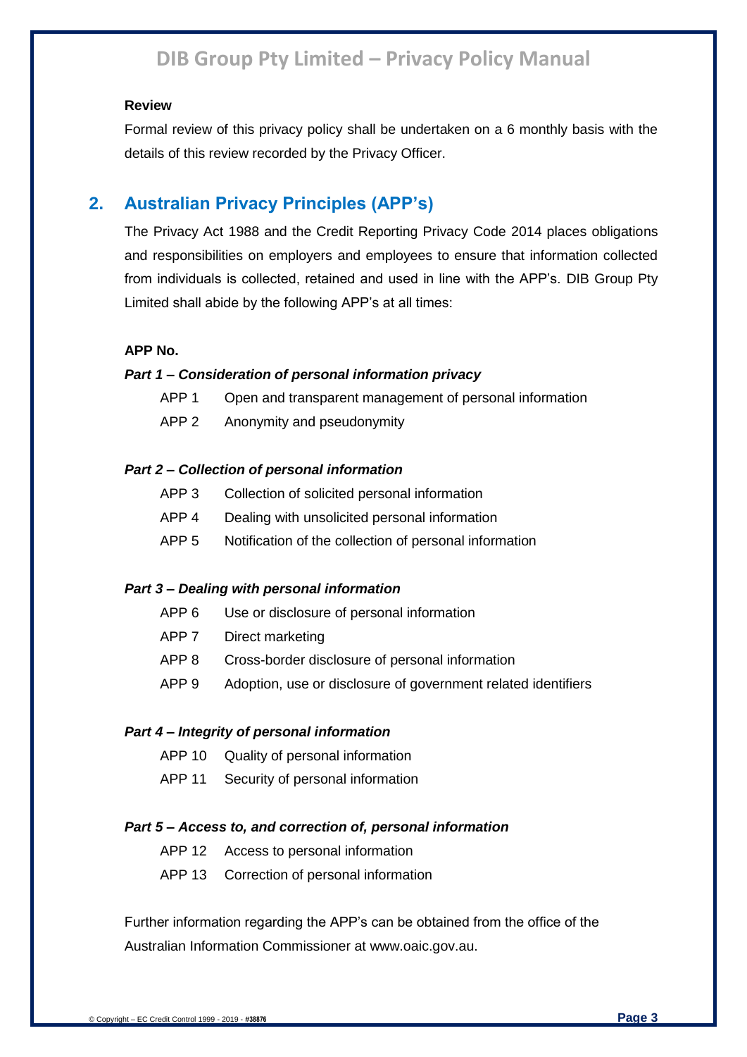**Review**

Formal review of this privacy policy shall be undertaken on a 6 monthly basis with the details of this review recorded by the Privacy Officer.

## 2. Australian Privacy Principles (APP's)

The Privacy Act 1988 and the Credit Reporting Privacy Code 2014 places obligations and responsibilities on employers and employees to ensure that information collected from individuals is collected, retained and used in line with the APP's. DIB Group Pty Limited shall abide by the following APP's at all times:

**APP No.**

***Part 1 – Consideration of personal information privacy***

- APP 1 Open and transparent management of personal information
- APP 2 Anonymity and pseudonymity

***Part 2 – Collection of personal information***

- APP 3 Collection of solicited personal information
- APP 4 Dealing with unsolicited personal information
- APP 5 Notification of the collection of personal information

***Part 3 – Dealing with personal information***

- APP 6 Use or disclosure of personal information
- APP 7 Direct marketing
- APP 8 Cross-border disclosure of personal information
- APP 9 Adoption, use or disclosure of government related identifiers

***Part 4 – Integrity of personal information***

- APP 10 Quality of personal information
- APP 11 Security of personal information

***Part 5 – Access to, and correction of, personal information***

- APP 12 Access to personal information
- APP 13 Correction of personal information

Further information regarding the APP's can be obtained from the office of the Australian Information Commissioner at www.oaic.gov.au.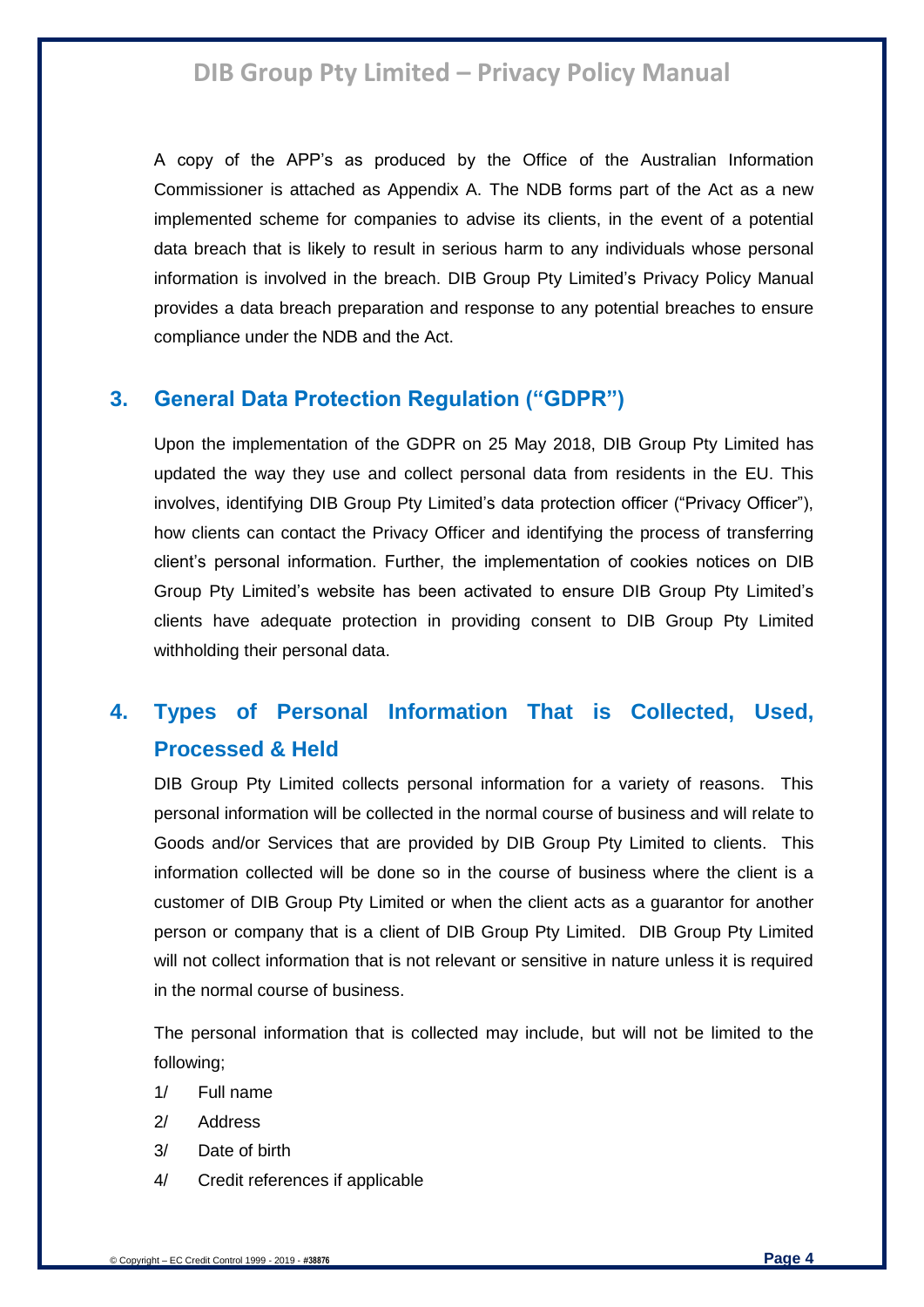A copy of the APP's as produced by the Office of the Australian Information Commissioner is attached as Appendix A. The NDB forms part of the Act as a new implemented scheme for companies to advise its clients, in the event of a potential data breach that is likely to result in serious harm to any individuals whose personal information is involved in the breach. DIB Group Pty Limited's Privacy Policy Manual provides a data breach preparation and response to any potential breaches to ensure compliance under the NDB and the Act.

## 3. General Data Protection Regulation ("GDPR")

Upon the implementation of the GDPR on 25 May 2018, DIB Group Pty Limited has updated the way they use and collect personal data from residents in the EU. This involves, identifying DIB Group Pty Limited's data protection officer ("Privacy Officer"), how clients can contact the Privacy Officer and identifying the process of transferring client's personal information. Further, the implementation of cookies notices on DIB Group Pty Limited's website has been activated to ensure DIB Group Pty Limited's clients have adequate protection in providing consent to DIB Group Pty Limited withholding their personal data.

## 4. Types of Personal Information That is Collected, Used, Processed & Held

DIB Group Pty Limited collects personal information for a variety of reasons. This personal information will be collected in the normal course of business and will relate to Goods and/or Services that are provided by DIB Group Pty Limited to clients. This information collected will be done so in the course of business where the client is a customer of DIB Group Pty Limited or when the client acts as a guarantor for another person or company that is a client of DIB Group Pty Limited. DIB Group Pty Limited will not collect information that is not relevant or sensitive in nature unless it is required in the normal course of business.

The personal information that is collected may include, but will not be limited to the following;

1/ Full name

2/ Address

3/ Date of birth

4/ Credit references if applicable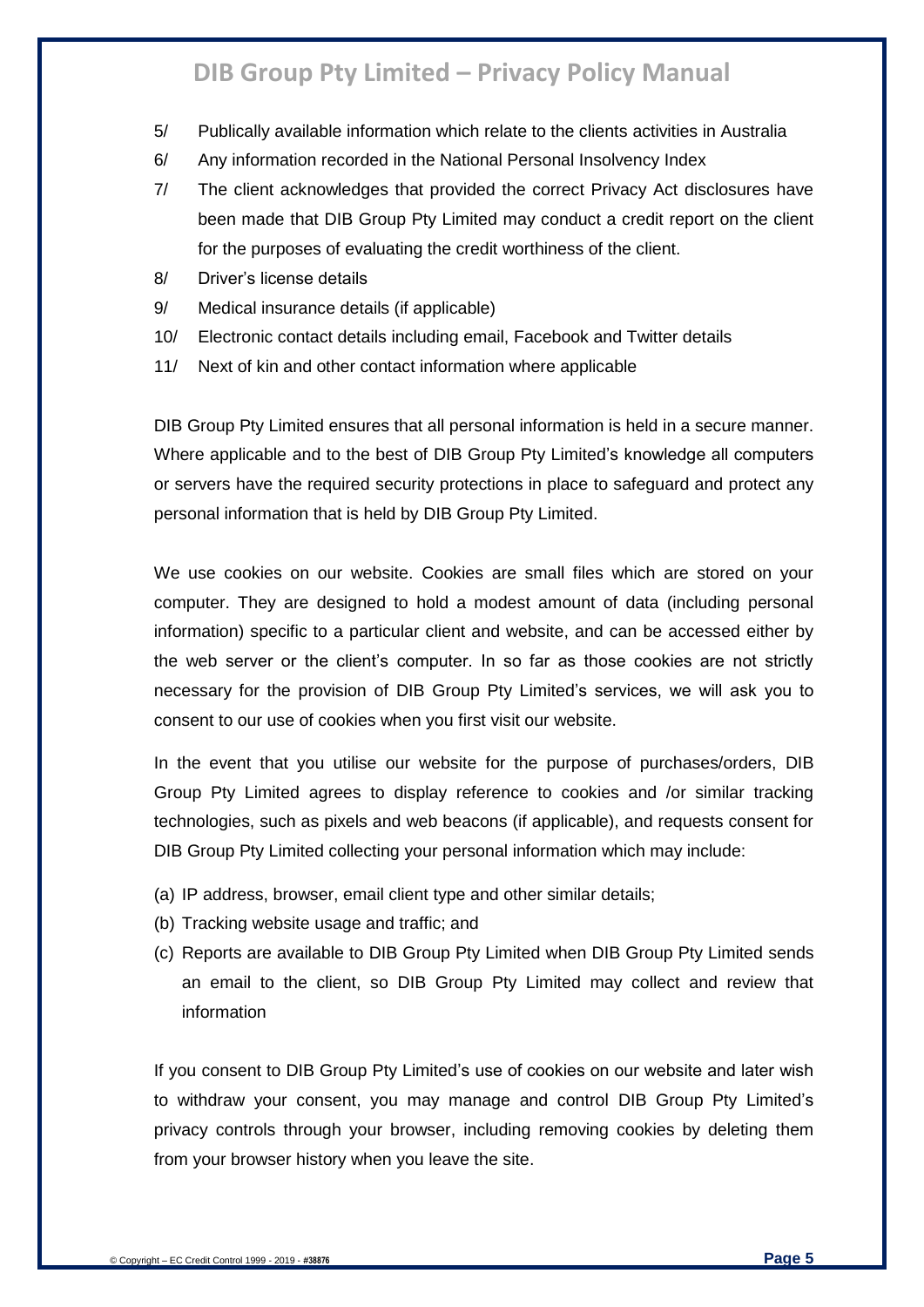5/ Publically available information which relate to the clients activities in Australia

6/ Any information recorded in the National Personal Insolvency Index

7/ The client acknowledges that provided the correct Privacy Act disclosures have been made that DIB Group Pty Limited may conduct a credit report on the client for the purposes of evaluating the credit worthiness of the client.

8/ Driver's license details

9/ Medical insurance details (if applicable)

10/ Electronic contact details including email, Facebook and Twitter details

11/ Next of kin and other contact information where applicable

DIB Group Pty Limited ensures that all personal information is held in a secure manner. Where applicable and to the best of DIB Group Pty Limited's knowledge all computers or servers have the required security protections in place to safeguard and protect any personal information that is held by DIB Group Pty Limited.

We use cookies on our website. Cookies are small files which are stored on your computer. They are designed to hold a modest amount of data (including personal information) specific to a particular client and website, and can be accessed either by the web server or the client's computer. In so far as those cookies are not strictly necessary for the provision of DIB Group Pty Limited's services, we will ask you to consent to our use of cookies when you first visit our website.

In the event that you utilise our website for the purpose of purchases/orders, DIB Group Pty Limited agrees to display reference to cookies and /or similar tracking technologies, such as pixels and web beacons (if applicable), and requests consent for DIB Group Pty Limited collecting your personal information which may include:

(a) IP address, browser, email client type and other similar details;
(b) Tracking website usage and traffic; and
(c) Reports are available to DIB Group Pty Limited when DIB Group Pty Limited sends an email to the client, so DIB Group Pty Limited may collect and review that information

If you consent to DIB Group Pty Limited's use of cookies on our website and later wish to withdraw your consent, you may manage and control DIB Group Pty Limited's privacy controls through your browser, including removing cookies by deleting them from your browser history when you leave the site.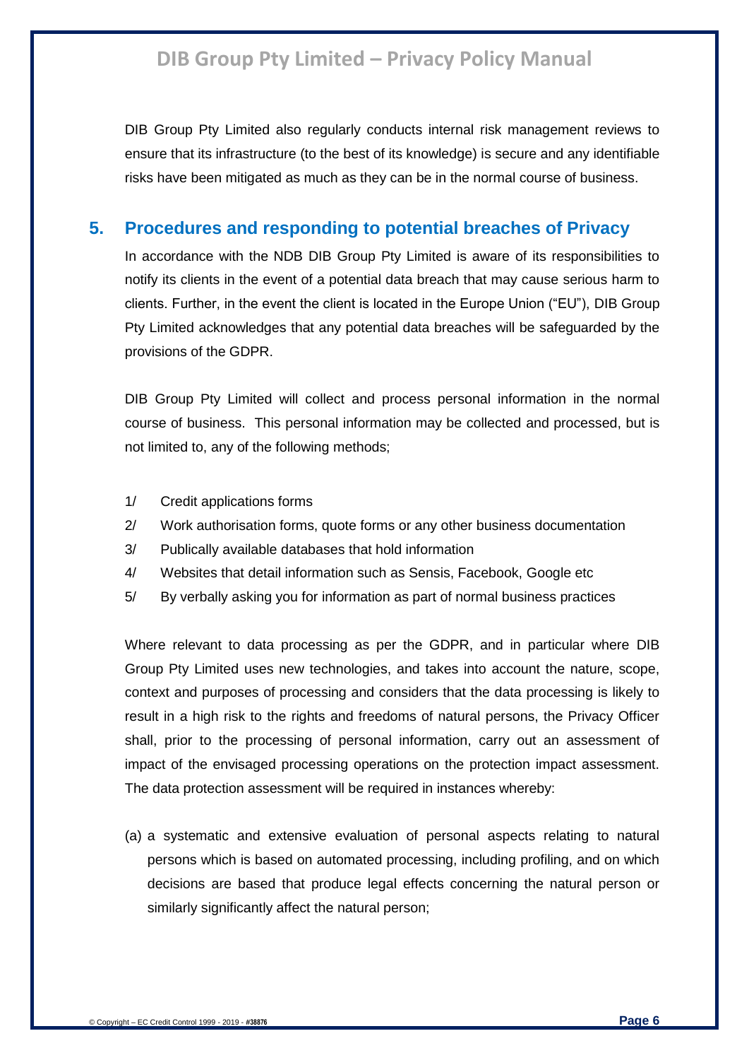DIB Group Pty Limited also regularly conducts internal risk management reviews to ensure that its infrastructure (to the best of its knowledge) is secure and any identifiable risks have been mitigated as much as they can be in the normal course of business.

## 5. Procedures and responding to potential breaches of Privacy

In accordance with the NDB DIB Group Pty Limited is aware of its responsibilities to notify its clients in the event of a potential data breach that may cause serious harm to clients. Further, in the event the client is located in the Europe Union ("EU"), DIB Group Pty Limited acknowledges that any potential data breaches will be safeguarded by the provisions of the GDPR.

DIB Group Pty Limited will collect and process personal information in the normal course of business. This personal information may be collected and processed, but is not limited to, any of the following methods;

1/ Credit applications forms

2/ Work authorisation forms, quote forms or any other business documentation

3/ Publically available databases that hold information

4/ Websites that detail information such as Sensis, Facebook, Google etc

5/ By verbally asking you for information as part of normal business practices

Where relevant to data processing as per the GDPR, and in particular where DIB Group Pty Limited uses new technologies, and takes into account the nature, scope, context and purposes of processing and considers that the data processing is likely to result in a high risk to the rights and freedoms of natural persons, the Privacy Officer shall, prior to the processing of personal information, carry out an assessment of impact of the envisaged processing operations on the protection impact assessment. The data protection assessment will be required in instances whereby:

(a) a systematic and extensive evaluation of personal aspects relating to natural persons which is based on automated processing, including profiling, and on which decisions are based that produce legal effects concerning the natural person or similarly significantly affect the natural person;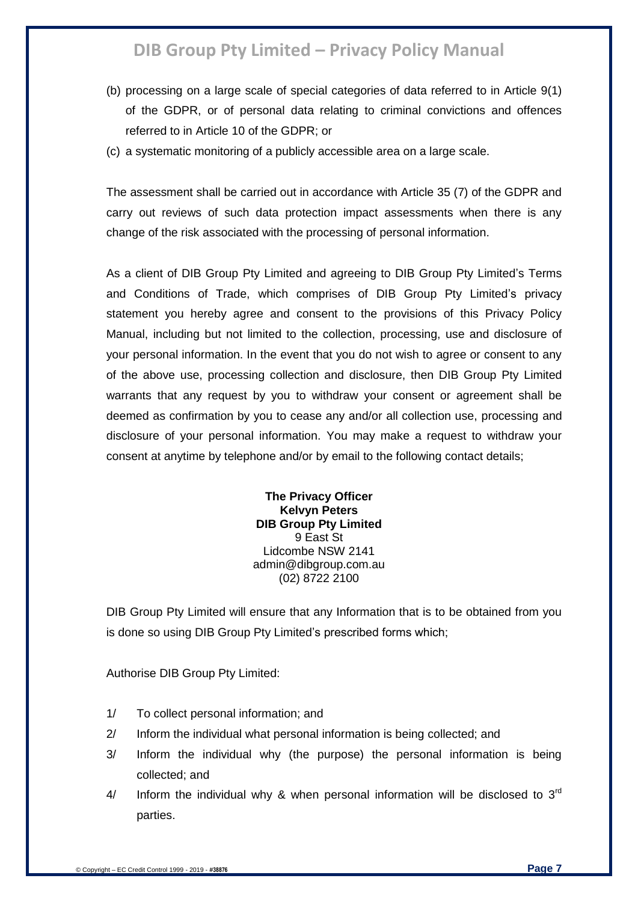(b) processing on a large scale of special categories of data referred to in Article 9(1) of the GDPR, or of personal data relating to criminal convictions and offences referred to in Article 10 of the GDPR; or

(c) a systematic monitoring of a publicly accessible area on a large scale.

The assessment shall be carried out in accordance with Article 35 (7) of the GDPR and carry out reviews of such data protection impact assessments when there is any change of the risk associated with the processing of personal information.

As a client of DIB Group Pty Limited and agreeing to DIB Group Pty Limited's Terms and Conditions of Trade, which comprises of DIB Group Pty Limited's privacy statement you hereby agree and consent to the provisions of this Privacy Policy Manual, including but not limited to the collection, processing, use and disclosure of your personal information. In the event that you do not wish to agree or consent to any of the above use, processing collection and disclosure, then DIB Group Pty Limited warrants that any request by you to withdraw your consent or agreement shall be deemed as confirmation by you to cease any and/or all collection use, processing and disclosure of your personal information. You may make a request to withdraw your consent at anytime by telephone and/or by email to the following contact details;

**The Privacy Officer**
**Kelvyn Peters**
**DIB Group Pty Limited**
9 East St
Lidcombe NSW 2141
admin@dibgroup.com.au
(02) 8722 2100

DIB Group Pty Limited will ensure that any Information that is to be obtained from you is done so using DIB Group Pty Limited's prescribed forms which;

Authorise DIB Group Pty Limited:

1/ To collect personal information; and

2/ Inform the individual what personal information is being collected; and

3/ Inform the individual why (the purpose) the personal information is being collected; and

4/ Inform the individual why & when personal information will be disclosed to 3rd parties.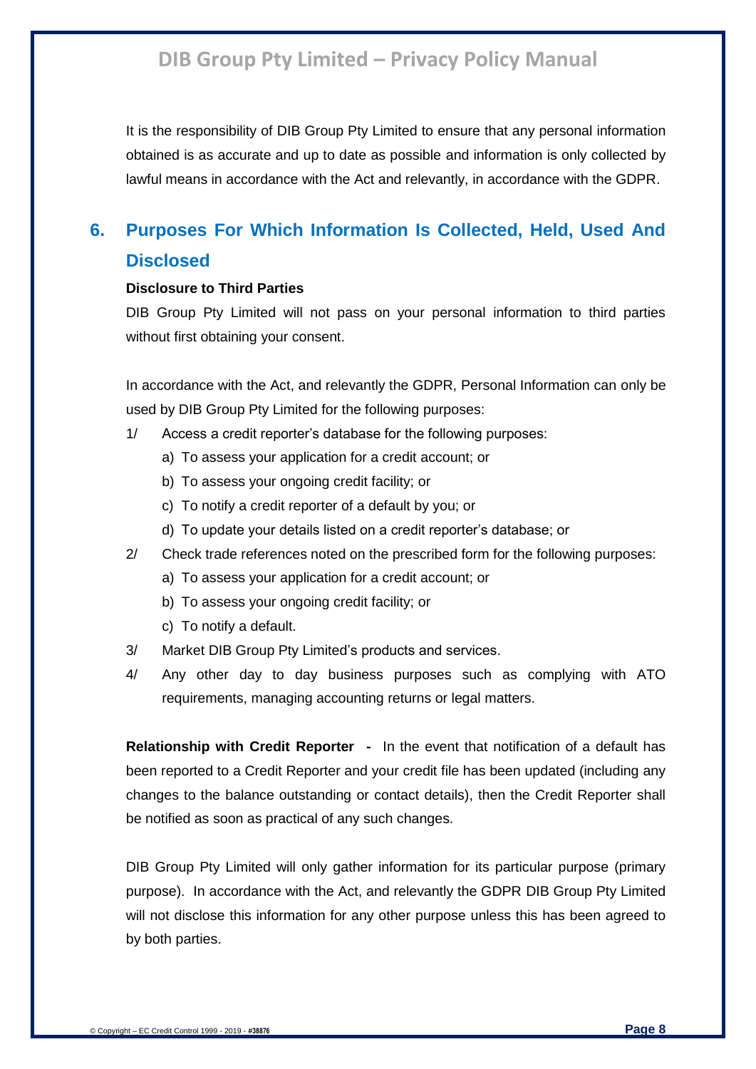It is the responsibility of DIB Group Pty Limited to ensure that any personal information obtained is as accurate and up to date as possible and information is only collected by lawful means in accordance with the Act and relevantly, in accordance with the GDPR.

## 6. Purposes For Which Information Is Collected, Held, Used And Disclosed

**Disclosure to Third Parties**

DIB Group Pty Limited will not pass on your personal information to third parties without first obtaining your consent.

In accordance with the Act, and relevantly the GDPR, Personal Information can only be used by DIB Group Pty Limited for the following purposes:

1/ Access a credit reporter's database for the following purposes:
   - a) To assess your application for a credit account; or
   - b) To assess your ongoing credit facility; or
   - c) To notify a credit reporter of a default by you; or
   - d) To update your details listed on a credit reporter's database; or

2/ Check trade references noted on the prescribed form for the following purposes:
   - a) To assess your application for a credit account; or
   - b) To assess your ongoing credit facility; or
   - c) To notify a default.

3/ Market DIB Group Pty Limited's products and services.

4/ Any other day to day business purposes such as complying with ATO requirements, managing accounting returns or legal matters.

**Relationship with Credit Reporter -** In the event that notification of a default has been reported to a Credit Reporter and your credit file has been updated (including any changes to the balance outstanding or contact details), then the Credit Reporter shall be notified as soon as practical of any such changes.

DIB Group Pty Limited will only gather information for its particular purpose (primary purpose). In accordance with the Act, and relevantly the GDPR DIB Group Pty Limited will not disclose this information for any other purpose unless this has been agreed to by both parties.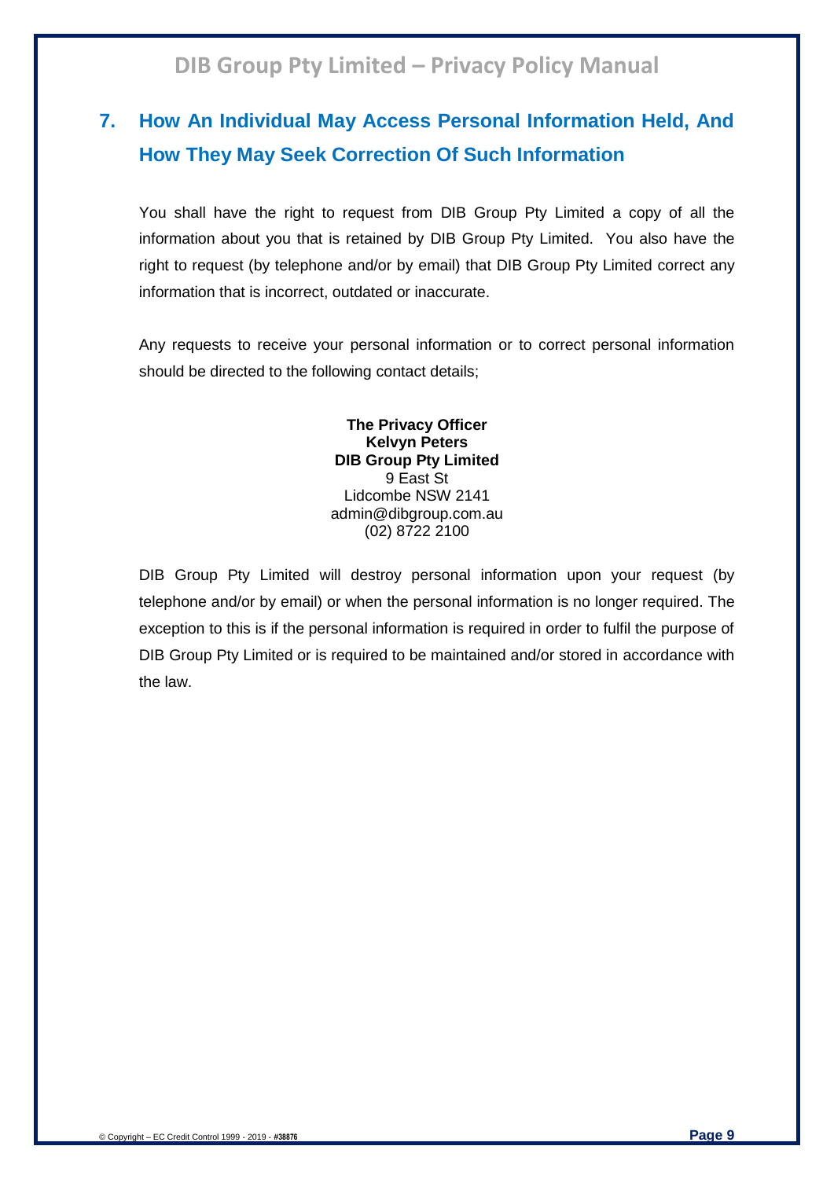## 7. How An Individual May Access Personal Information Held, And How They May Seek Correction Of Such Information

You shall have the right to request from DIB Group Pty Limited a copy of all the information about you that is retained by DIB Group Pty Limited. You also have the right to request (by telephone and/or by email) that DIB Group Pty Limited correct any information that is incorrect, outdated or inaccurate.

Any requests to receive your personal information or to correct personal information should be directed to the following contact details;

**The Privacy Officer**
**Kelvyn Peters**
**DIB Group Pty Limited**
9 East St
Lidcombe NSW 2141
admin@dibgroup.com.au
(02) 8722 2100

DIB Group Pty Limited will destroy personal information upon your request (by telephone and/or by email) or when the personal information is no longer required. The exception to this is if the personal information is required in order to fulfil the purpose of DIB Group Pty Limited or is required to be maintained and/or stored in accordance with the law.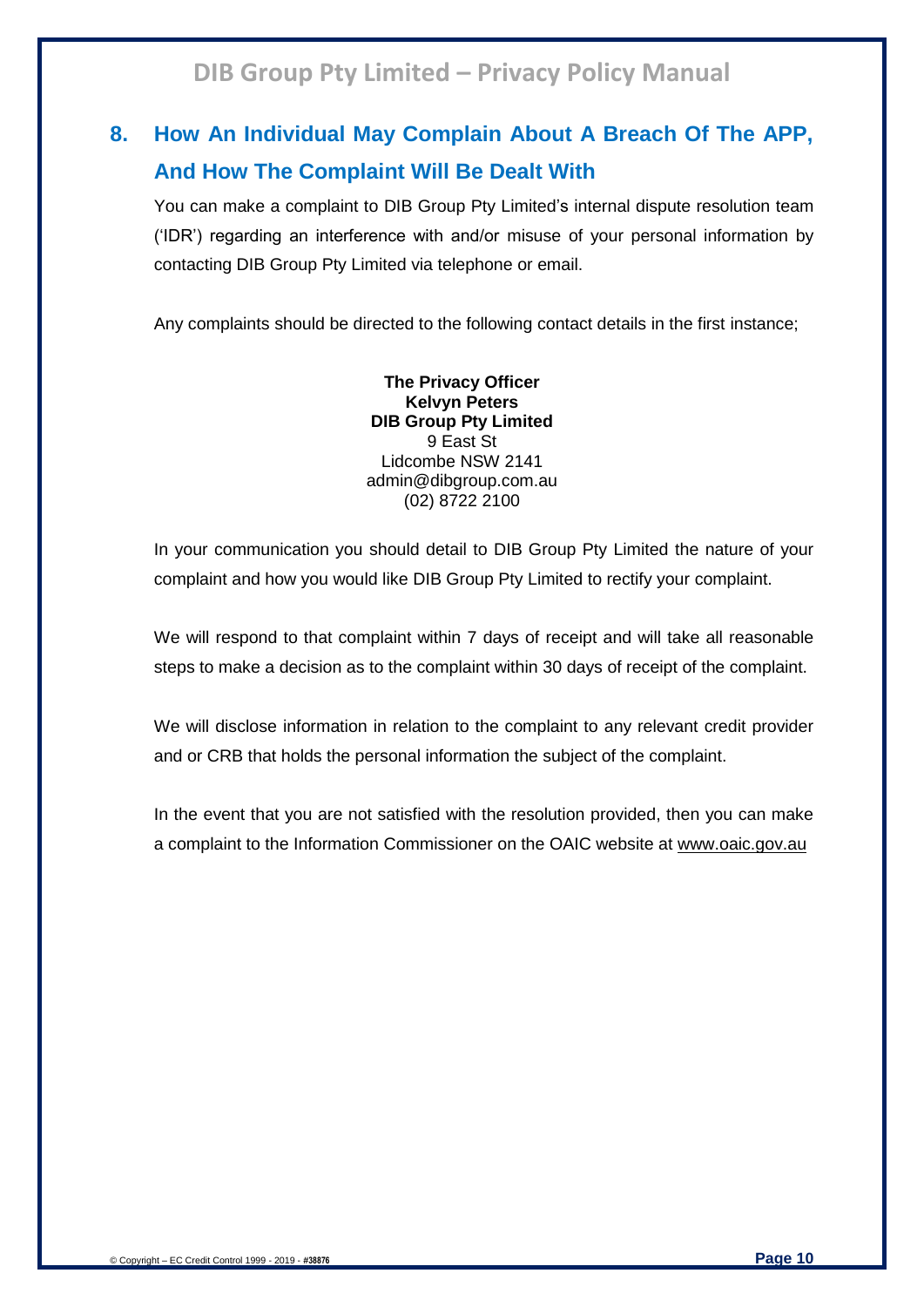## 8. How An Individual May Complain About A Breach Of The APP, And How The Complaint Will Be Dealt With

You can make a complaint to DIB Group Pty Limited's internal dispute resolution team ('IDR') regarding an interference with and/or misuse of your personal information by contacting DIB Group Pty Limited via telephone or email.

Any complaints should be directed to the following contact details in the first instance;

**The Privacy Officer**
**Kelvyn Peters**
**DIB Group Pty Limited**
9 East St
Lidcombe NSW 2141
admin@dibgroup.com.au
(02) 8722 2100

In your communication you should detail to DIB Group Pty Limited the nature of your complaint and how you would like DIB Group Pty Limited to rectify your complaint.

We will respond to that complaint within 7 days of receipt and will take all reasonable steps to make a decision as to the complaint within 30 days of receipt of the complaint.

We will disclose information in relation to the complaint to any relevant credit provider and or CRB that holds the personal information the subject of the complaint.

In the event that you are not satisfied with the resolution provided, then you can make a complaint to the Information Commissioner on the OAIC website at www.oaic.gov.au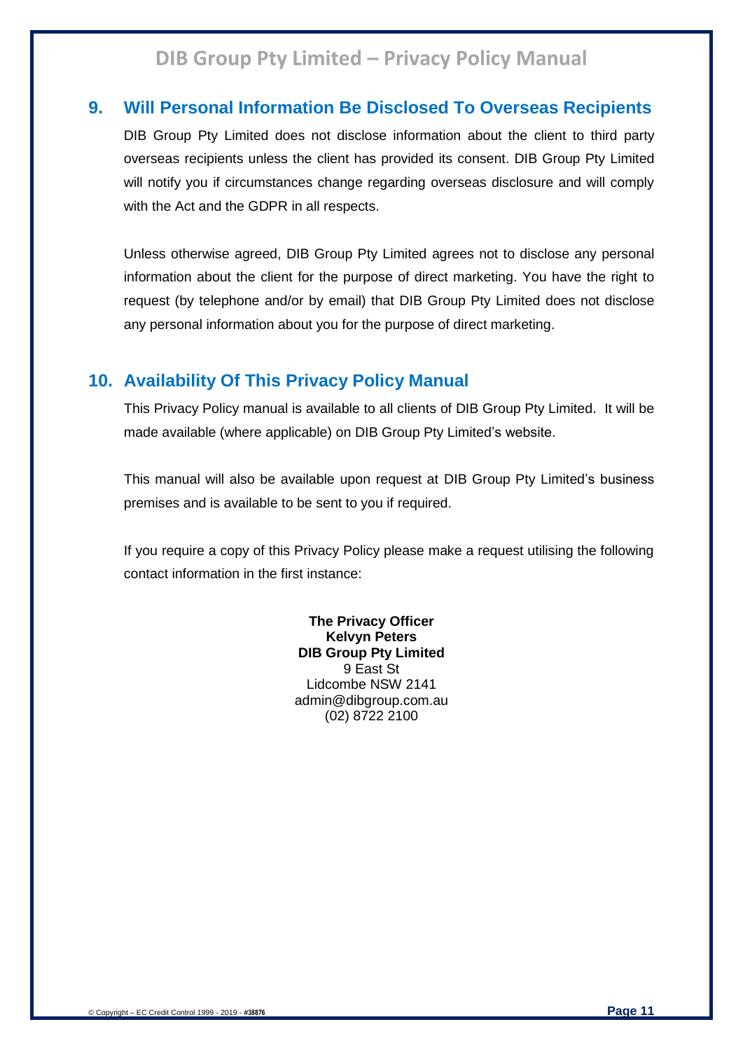## 9. Will Personal Information Be Disclosed To Overseas Recipients

DIB Group Pty Limited does not disclose information about the client to third party overseas recipients unless the client has provided its consent. DIB Group Pty Limited will notify you if circumstances change regarding overseas disclosure and will comply with the Act and the GDPR in all respects.

Unless otherwise agreed, DIB Group Pty Limited agrees not to disclose any personal information about the client for the purpose of direct marketing. You have the right to request (by telephone and/or by email) that DIB Group Pty Limited does not disclose any personal information about you for the purpose of direct marketing.

## 10. Availability Of This Privacy Policy Manual

This Privacy Policy manual is available to all clients of DIB Group Pty Limited. It will be made available (where applicable) on DIB Group Pty Limited's website.

This manual will also be available upon request at DIB Group Pty Limited's business premises and is available to be sent to you if required.

If you require a copy of this Privacy Policy please make a request utilising the following contact information in the first instance:

**The Privacy Officer**
**Kelvyn Peters**
**DIB Group Pty Limited**
9 East St
Lidcombe NSW 2141
admin@dibgroup.com.au
(02) 8722 2100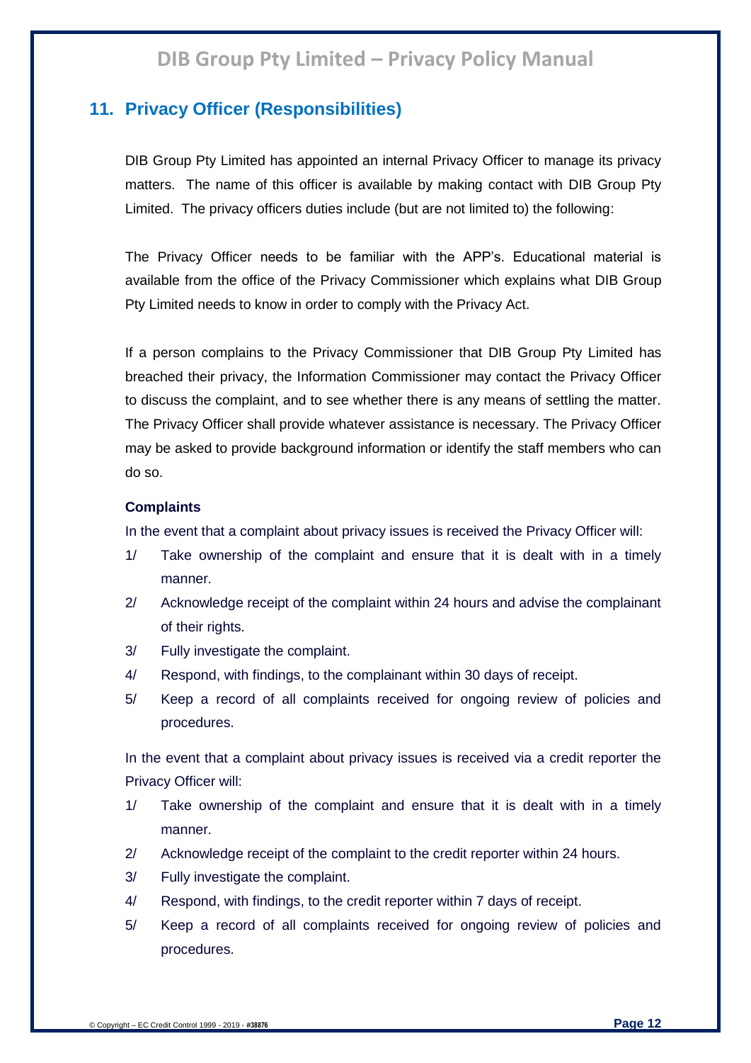## 11. Privacy Officer (Responsibilities)

DIB Group Pty Limited has appointed an internal Privacy Officer to manage its privacy matters. The name of this officer is available by making contact with DIB Group Pty Limited. The privacy officers duties include (but are not limited to) the following:

The Privacy Officer needs to be familiar with the APP's. Educational material is available from the office of the Privacy Commissioner which explains what DIB Group Pty Limited needs to know in order to comply with the Privacy Act.

If a person complains to the Privacy Commissioner that DIB Group Pty Limited has breached their privacy, the Information Commissioner may contact the Privacy Officer to discuss the complaint, and to see whether there is any means of settling the matter. The Privacy Officer shall provide whatever assistance is necessary. The Privacy Officer may be asked to provide background information or identify the staff members who can do so.

### Complaints

In the event that a complaint about privacy issues is received the Privacy Officer will:

1/ Take ownership of the complaint and ensure that it is dealt with in a timely manner.

2/ Acknowledge receipt of the complaint within 24 hours and advise the complainant of their rights.

3/ Fully investigate the complaint.

4/ Respond, with findings, to the complainant within 30 days of receipt.

5/ Keep a record of all complaints received for ongoing review of policies and procedures.

In the event that a complaint about privacy issues is received via a credit reporter the Privacy Officer will:

1/ Take ownership of the complaint and ensure that it is dealt with in a timely manner.

2/ Acknowledge receipt of the complaint to the credit reporter within 24 hours.

3/ Fully investigate the complaint.

4/ Respond, with findings, to the credit reporter within 7 days of receipt.

5/ Keep a record of all complaints received for ongoing review of policies and procedures.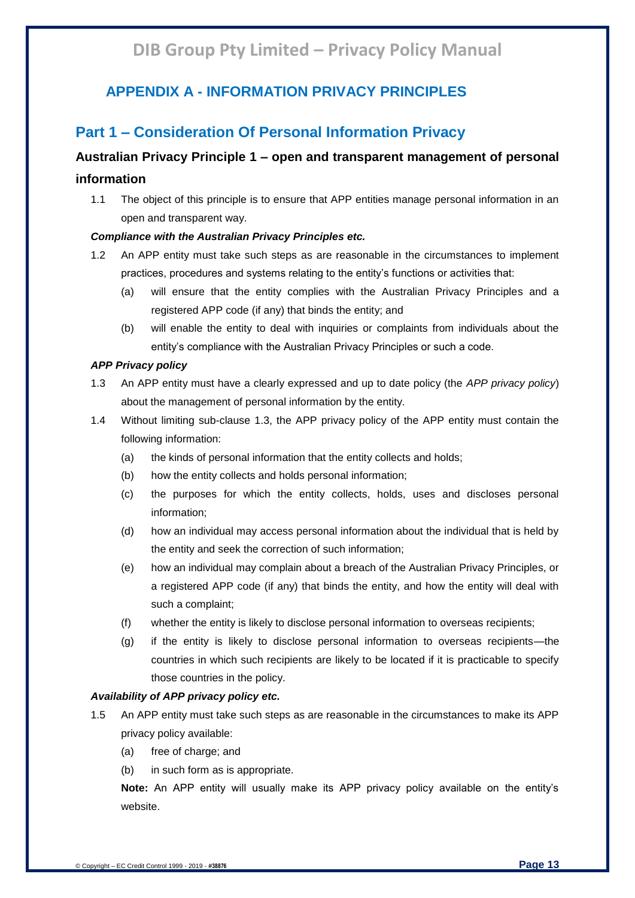## APPENDIX A - INFORMATION PRIVACY PRINCIPLES

## Part 1 – Consideration Of Personal Information Privacy

### Australian Privacy Principle 1 – open and transparent management of personal information

1.1 The object of this principle is to ensure that APP entities manage personal information in an open and transparent way.

***Compliance with the Australian Privacy Principles etc.***

1.2 An APP entity must take such steps as are reasonable in the circumstances to implement practices, procedures and systems relating to the entity's functions or activities that:

(a) will ensure that the entity complies with the Australian Privacy Principles and a registered APP code (if any) that binds the entity; and

(b) will enable the entity to deal with inquiries or complaints from individuals about the entity's compliance with the Australian Privacy Principles or such a code.

***APP Privacy policy***

1.3 An APP entity must have a clearly expressed and up to date policy (the *APP privacy policy*) about the management of personal information by the entity.

1.4 Without limiting sub-clause 1.3, the APP privacy policy of the APP entity must contain the following information:

(a) the kinds of personal information that the entity collects and holds;

(b) how the entity collects and holds personal information;

(c) the purposes for which the entity collects, holds, uses and discloses personal information;

(d) how an individual may access personal information about the individual that is held by the entity and seek the correction of such information;

(e) how an individual may complain about a breach of the Australian Privacy Principles, or a registered APP code (if any) that binds the entity, and how the entity will deal with such a complaint;

(f) whether the entity is likely to disclose personal information to overseas recipients;

(g) if the entity is likely to disclose personal information to overseas recipients—the countries in which such recipients are likely to be located if it is practicable to specify those countries in the policy.

***Availability of APP privacy policy etc.***

1.5 An APP entity must take such steps as are reasonable in the circumstances to make its APP privacy policy available:

(a) free of charge; and

(b) in such form as is appropriate.

**Note:** An APP entity will usually make its APP privacy policy available on the entity's website.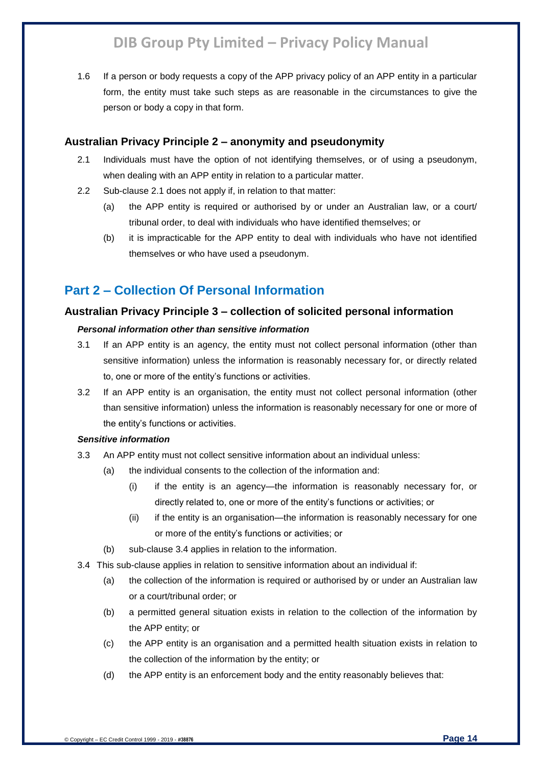1.6 If a person or body requests a copy of the APP privacy policy of an APP entity in a particular form, the entity must take such steps as are reasonable in the circumstances to give the person or body a copy in that form.

### Australian Privacy Principle 2 – anonymity and pseudonymity

2.1 Individuals must have the option of not identifying themselves, or of using a pseudonym, when dealing with an APP entity in relation to a particular matter.

2.2 Sub-clause 2.1 does not apply if, in relation to that matter:

- (a) the APP entity is required or authorised by or under an Australian law, or a court/ tribunal order, to deal with individuals who have identified themselves; or
- (b) it is impracticable for the APP entity to deal with individuals who have not identified themselves or who have used a pseudonym.

## Part 2 – Collection Of Personal Information

### Australian Privacy Principle 3 – collection of solicited personal information

#### *Personal information other than sensitive information*

3.1 If an APP entity is an agency, the entity must not collect personal information (other than sensitive information) unless the information is reasonably necessary for, or directly related to, one or more of the entity's functions or activities.

3.2 If an APP entity is an organisation, the entity must not collect personal information (other than sensitive information) unless the information is reasonably necessary for one or more of the entity's functions or activities.

#### *Sensitive information*

3.3 An APP entity must not collect sensitive information about an individual unless:

- (a) the individual consents to the collection of the information and:
  - (i) if the entity is an agency—the information is reasonably necessary for, or directly related to, one or more of the entity's functions or activities; or
  - (ii) if the entity is an organisation—the information is reasonably necessary for one or more of the entity's functions or activities; or
- (b) sub-clause 3.4 applies in relation to the information.

3.4 This sub-clause applies in relation to sensitive information about an individual if:

- (a) the collection of the information is required or authorised by or under an Australian law or a court/tribunal order; or
- (b) a permitted general situation exists in relation to the collection of the information by the APP entity; or
- (c) the APP entity is an organisation and a permitted health situation exists in relation to the collection of the information by the entity; or
- (d) the APP entity is an enforcement body and the entity reasonably believes that: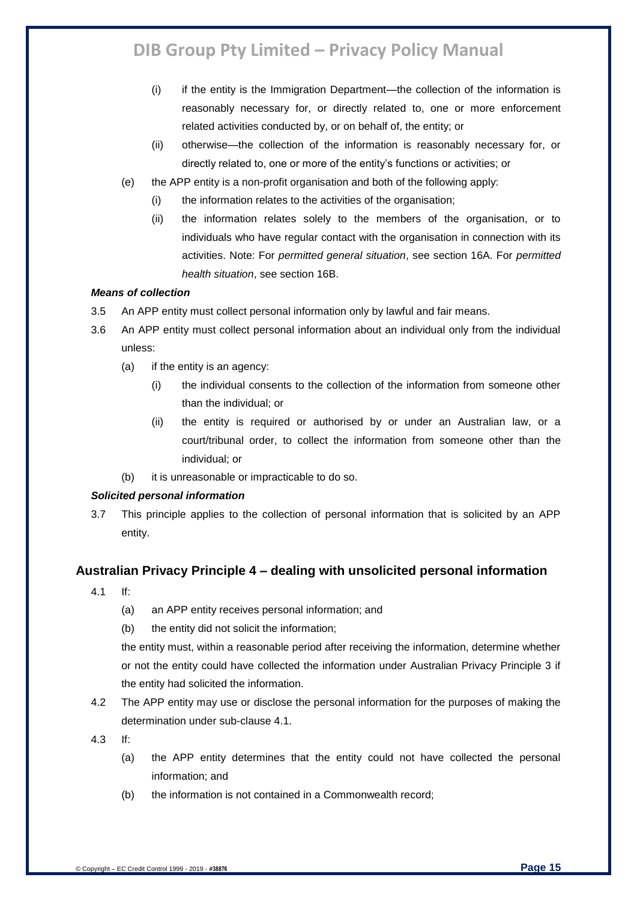(i) if the entity is the Immigration Department—the collection of the information is reasonably necessary for, or directly related to, one or more enforcement related activities conducted by, or on behalf of, the entity; or

(ii) otherwise—the collection of the information is reasonably necessary for, or directly related to, one or more of the entity's functions or activities; or

(e) the APP entity is a non-profit organisation and both of the following apply:

(i) the information relates to the activities of the organisation;

(ii) the information relates solely to the members of the organisation, or to individuals who have regular contact with the organisation in connection with its activities. Note: For *permitted general situation*, see section 16A. For *permitted health situation*, see section 16B.

***Means of collection***

3.5 An APP entity must collect personal information only by lawful and fair means.

3.6 An APP entity must collect personal information about an individual only from the individual unless:

(a) if the entity is an agency:

(i) the individual consents to the collection of the information from someone other than the individual; or

(ii) the entity is required or authorised by or under an Australian law, or a court/tribunal order, to collect the information from someone other than the individual; or

(b) it is unreasonable or impracticable to do so.

***Solicited personal information***

3.7 This principle applies to the collection of personal information that is solicited by an APP entity.

## Australian Privacy Principle 4 – dealing with unsolicited personal information

4.1 If:

(a) an APP entity receives personal information; and

(b) the entity did not solicit the information;

the entity must, within a reasonable period after receiving the information, determine whether or not the entity could have collected the information under Australian Privacy Principle 3 if the entity had solicited the information.

4.2 The APP entity may use or disclose the personal information for the purposes of making the determination under sub-clause 4.1.

4.3 If:

(a) the APP entity determines that the entity could not have collected the personal information; and

(b) the information is not contained in a Commonwealth record;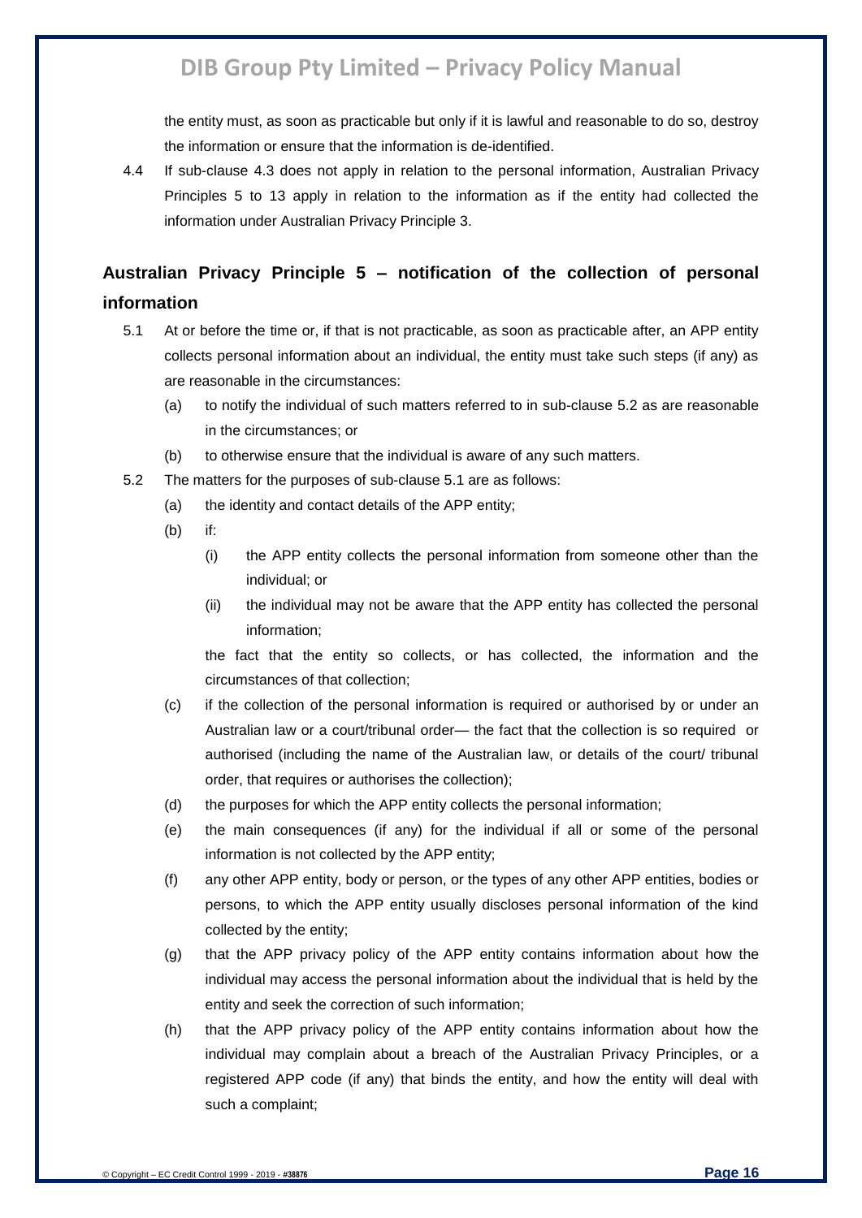the entity must, as soon as practicable but only if it is lawful and reasonable to do so, destroy the information or ensure that the information is de-identified.

4.4 If sub-clause 4.3 does not apply in relation to the personal information, Australian Privacy Principles 5 to 13 apply in relation to the information as if the entity had collected the information under Australian Privacy Principle 3.

## Australian Privacy Principle 5 – notification of the collection of personal information

5.1 At or before the time or, if that is not practicable, as soon as practicable after, an APP entity collects personal information about an individual, the entity must take such steps (if any) as are reasonable in the circumstances:

- (a) to notify the individual of such matters referred to in sub-clause 5.2 as are reasonable in the circumstances; or
- (b) to otherwise ensure that the individual is aware of any such matters.

5.2 The matters for the purposes of sub-clause 5.1 are as follows:

- (a) the identity and contact details of the APP entity;
- (b) if:
  - (i) the APP entity collects the personal information from someone other than the individual; or
  - (ii) the individual may not be aware that the APP entity has collected the personal information;

  the fact that the entity so collects, or has collected, the information and the circumstances of that collection;
- (c) if the collection of the personal information is required or authorised by or under an Australian law or a court/tribunal order— the fact that the collection is so required or authorised (including the name of the Australian law, or details of the court/ tribunal order, that requires or authorises the collection);
- (d) the purposes for which the APP entity collects the personal information;
- (e) the main consequences (if any) for the individual if all or some of the personal information is not collected by the APP entity;
- (f) any other APP entity, body or person, or the types of any other APP entities, bodies or persons, to which the APP entity usually discloses personal information of the kind collected by the entity;
- (g) that the APP privacy policy of the APP entity contains information about how the individual may access the personal information about the individual that is held by the entity and seek the correction of such information;
- (h) that the APP privacy policy of the APP entity contains information about how the individual may complain about a breach of the Australian Privacy Principles, or a registered APP code (if any) that binds the entity, and how the entity will deal with such a complaint;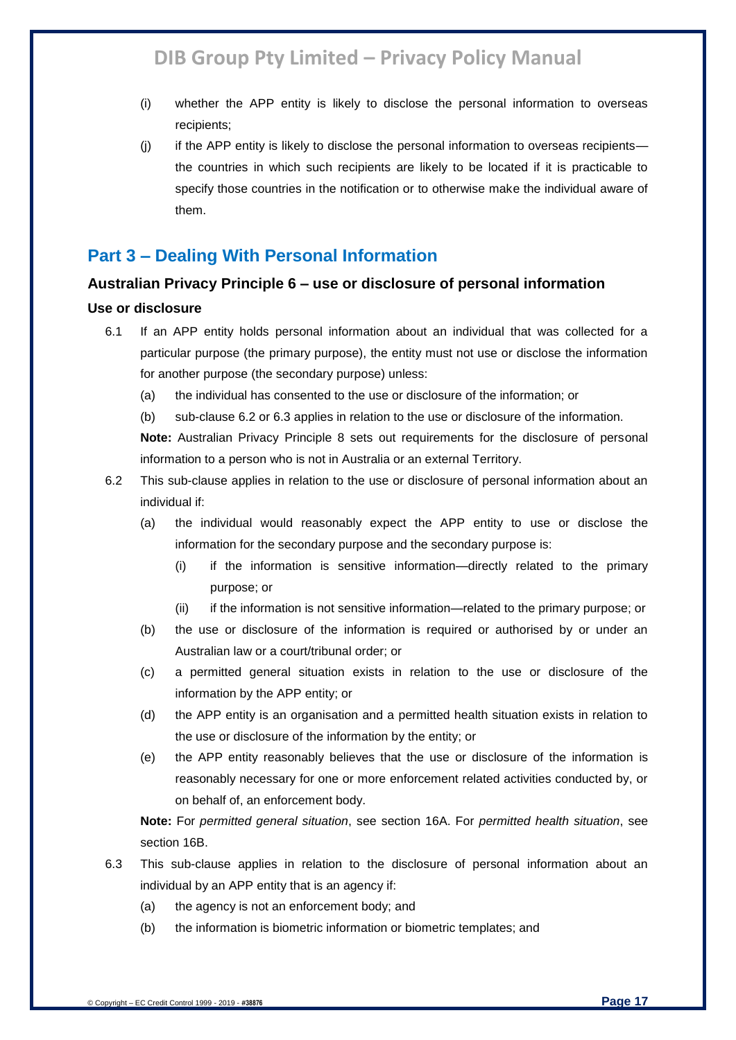(i) whether the APP entity is likely to disclose the personal information to overseas recipients;

(j) if the APP entity is likely to disclose the personal information to overseas recipients—the countries in which such recipients are likely to be located if it is practicable to specify those countries in the notification or to otherwise make the individual aware of them.

## Part 3 – Dealing With Personal Information

### Australian Privacy Principle 6 – use or disclosure of personal information

#### Use or disclosure

6.1 If an APP entity holds personal information about an individual that was collected for a particular purpose (the primary purpose), the entity must not use or disclose the information for another purpose (the secondary purpose) unless:

(a) the individual has consented to the use or disclosure of the information; or

(b) sub-clause 6.2 or 6.3 applies in relation to the use or disclosure of the information.

**Note:** Australian Privacy Principle 8 sets out requirements for the disclosure of personal information to a person who is not in Australia or an external Territory.

6.2 This sub-clause applies in relation to the use or disclosure of personal information about an individual if:

(a) the individual would reasonably expect the APP entity to use or disclose the information for the secondary purpose and the secondary purpose is:

(i) if the information is sensitive information—directly related to the primary purpose; or

(ii) if the information is not sensitive information—related to the primary purpose; or

(b) the use or disclosure of the information is required or authorised by or under an Australian law or a court/tribunal order; or

(c) a permitted general situation exists in relation to the use or disclosure of the information by the APP entity; or

(d) the APP entity is an organisation and a permitted health situation exists in relation to the use or disclosure of the information by the entity; or

(e) the APP entity reasonably believes that the use or disclosure of the information is reasonably necessary for one or more enforcement related activities conducted by, or on behalf of, an enforcement body.

**Note:** For *permitted general situation*, see section 16A. For *permitted health situation*, see section 16B.

6.3 This sub-clause applies in relation to the disclosure of personal information about an individual by an APP entity that is an agency if:

(a) the agency is not an enforcement body; and

(b) the information is biometric information or biometric templates; and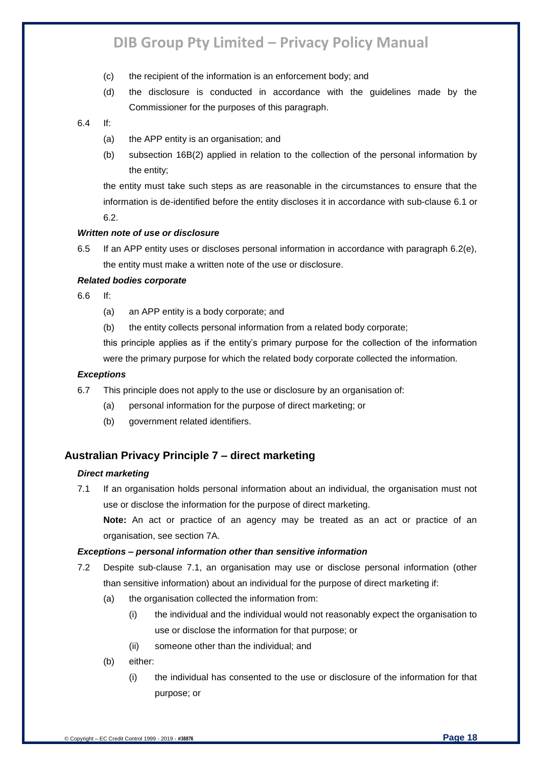(c) the recipient of the information is an enforcement body; and

(d) the disclosure is conducted in accordance with the guidelines made by the Commissioner for the purposes of this paragraph.

6.4 If:

(a) the APP entity is an organisation; and

(b) subsection 16B(2) applied in relation to the collection of the personal information by the entity;

the entity must take such steps as are reasonable in the circumstances to ensure that the information is de-identified before the entity discloses it in accordance with sub-clause 6.1 or 6.2.

***Written note of use or disclosure***

6.5 If an APP entity uses or discloses personal information in accordance with paragraph 6.2(e), the entity must make a written note of the use or disclosure.

***Related bodies corporate***

6.6 If:

(a) an APP entity is a body corporate; and

(b) the entity collects personal information from a related body corporate;

this principle applies as if the entity's primary purpose for the collection of the information were the primary purpose for which the related body corporate collected the information.

***Exceptions***

6.7 This principle does not apply to the use or disclosure by an organisation of:

(a) personal information for the purpose of direct marketing; or

(b) government related identifiers.

## Australian Privacy Principle 7 – direct marketing

***Direct marketing***

7.1 If an organisation holds personal information about an individual, the organisation must not use or disclose the information for the purpose of direct marketing.

**Note:** An act or practice of an agency may be treated as an act or practice of an organisation, see section 7A.

***Exceptions – personal information other than sensitive information***

7.2 Despite sub-clause 7.1, an organisation may use or disclose personal information (other than sensitive information) about an individual for the purpose of direct marketing if:

(a) the organisation collected the information from:

(i) the individual and the individual would not reasonably expect the organisation to use or disclose the information for that purpose; or

(ii) someone other than the individual; and

(b) either:

(i) the individual has consented to the use or disclosure of the information for that purpose; or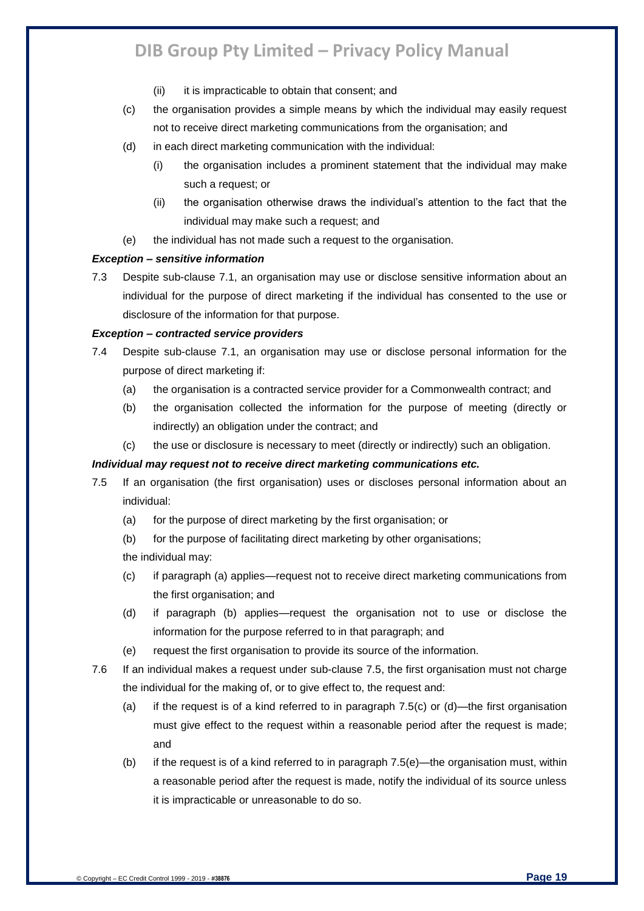(ii) it is impracticable to obtain that consent; and

(c) the organisation provides a simple means by which the individual may easily request not to receive direct marketing communications from the organisation; and

(d) in each direct marketing communication with the individual:

(i) the organisation includes a prominent statement that the individual may make such a request; or

(ii) the organisation otherwise draws the individual's attention to the fact that the individual may make such a request; and

(e) the individual has not made such a request to the organisation.

***Exception – sensitive information***

7.3 Despite sub-clause 7.1, an organisation may use or disclose sensitive information about an individual for the purpose of direct marketing if the individual has consented to the use or disclosure of the information for that purpose.

***Exception – contracted service providers***

7.4 Despite sub-clause 7.1, an organisation may use or disclose personal information for the purpose of direct marketing if:

(a) the organisation is a contracted service provider for a Commonwealth contract; and

(b) the organisation collected the information for the purpose of meeting (directly or indirectly) an obligation under the contract; and

(c) the use or disclosure is necessary to meet (directly or indirectly) such an obligation.

***Individual may request not to receive direct marketing communications etc.***

7.5 If an organisation (the first organisation) uses or discloses personal information about an individual:

(a) for the purpose of direct marketing by the first organisation; or

(b) for the purpose of facilitating direct marketing by other organisations;

the individual may:

(c) if paragraph (a) applies—request not to receive direct marketing communications from the first organisation; and

(d) if paragraph (b) applies—request the organisation not to use or disclose the information for the purpose referred to in that paragraph; and

(e) request the first organisation to provide its source of the information.

7.6 If an individual makes a request under sub-clause 7.5, the first organisation must not charge the individual for the making of, or to give effect to, the request and:

(a) if the request is of a kind referred to in paragraph 7.5(c) or (d)—the first organisation must give effect to the request within a reasonable period after the request is made; and

(b) if the request is of a kind referred to in paragraph 7.5(e)—the organisation must, within a reasonable period after the request is made, notify the individual of its source unless it is impracticable or unreasonable to do so.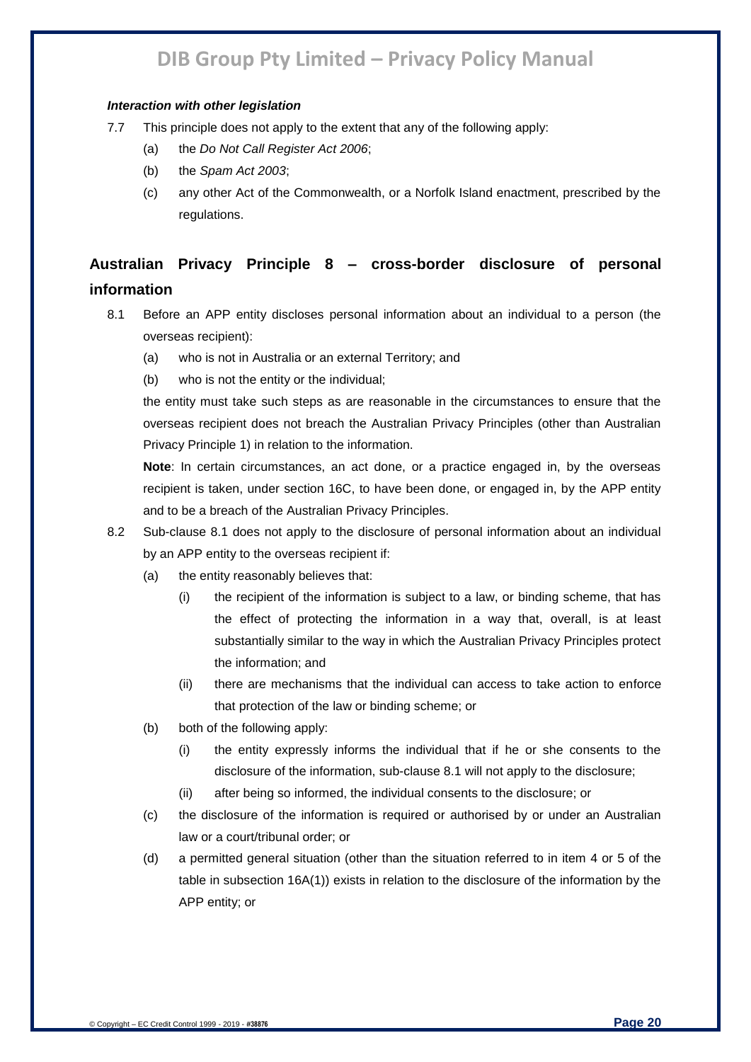***Interaction with other legislation***

7.7 This principle does not apply to the extent that any of the following apply:

   (a) the *Do Not Call Register Act 2006*;

   (b) the *Spam Act 2003*;

   (c) any other Act of the Commonwealth, or a Norfolk Island enactment, prescribed by the regulations.

## Australian Privacy Principle 8 – cross-border disclosure of personal information

8.1 Before an APP entity discloses personal information about an individual to a person (the overseas recipient):

   (a) who is not in Australia or an external Territory; and

   (b) who is not the entity or the individual;

   the entity must take such steps as are reasonable in the circumstances to ensure that the overseas recipient does not breach the Australian Privacy Principles (other than Australian Privacy Principle 1) in relation to the information.

   **Note**: In certain circumstances, an act done, or a practice engaged in, by the overseas recipient is taken, under section 16C, to have been done, or engaged in, by the APP entity and to be a breach of the Australian Privacy Principles.

8.2 Sub-clause 8.1 does not apply to the disclosure of personal information about an individual by an APP entity to the overseas recipient if:

   (a) the entity reasonably believes that:

      (i) the recipient of the information is subject to a law, or binding scheme, that has the effect of protecting the information in a way that, overall, is at least substantially similar to the way in which the Australian Privacy Principles protect the information; and

      (ii) there are mechanisms that the individual can access to take action to enforce that protection of the law or binding scheme; or

   (b) both of the following apply:

      (i) the entity expressly informs the individual that if he or she consents to the disclosure of the information, sub-clause 8.1 will not apply to the disclosure;

      (ii) after being so informed, the individual consents to the disclosure; or

   (c) the disclosure of the information is required or authorised by or under an Australian law or a court/tribunal order; or

   (d) a permitted general situation (other than the situation referred to in item 4 or 5 of the table in subsection 16A(1)) exists in relation to the disclosure of the information by the APP entity; or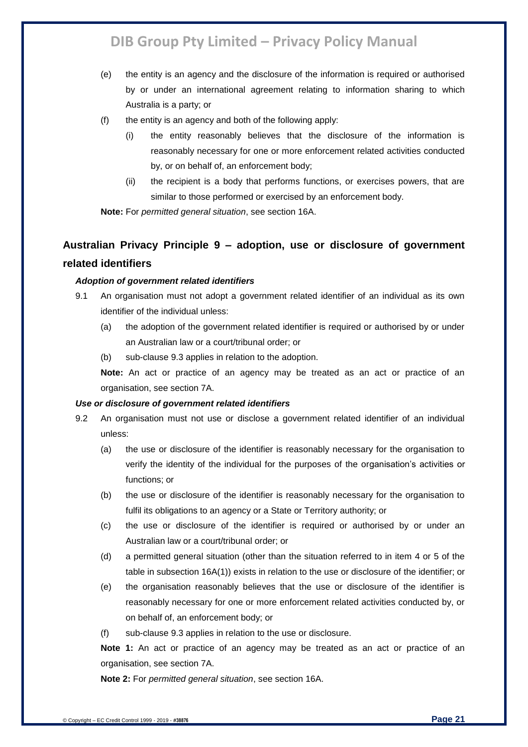(e) the entity is an agency and the disclosure of the information is required or authorised by or under an international agreement relating to information sharing to which Australia is a party; or

(f) the entity is an agency and both of the following apply:

  (i) the entity reasonably believes that the disclosure of the information is reasonably necessary for one or more enforcement related activities conducted by, or on behalf of, an enforcement body;

  (ii) the recipient is a body that performs functions, or exercises powers, that are similar to those performed or exercised by an enforcement body.

**Note:** For *permitted general situation*, see section 16A.

## Australian Privacy Principle 9 – adoption, use or disclosure of government related identifiers

#### *Adoption of government related identifiers*

9.1 An organisation must not adopt a government related identifier of an individual as its own identifier of the individual unless:

  (a) the adoption of the government related identifier is required or authorised by or under an Australian law or a court/tribunal order; or

  (b) sub-clause 9.3 applies in relation to the adoption.

  **Note:** An act or practice of an agency may be treated as an act or practice of an organisation, see section 7A.

#### *Use or disclosure of government related identifiers*

9.2 An organisation must not use or disclose a government related identifier of an individual unless:

  (a) the use or disclosure of the identifier is reasonably necessary for the organisation to verify the identity of the individual for the purposes of the organisation's activities or functions; or

  (b) the use or disclosure of the identifier is reasonably necessary for the organisation to fulfil its obligations to an agency or a State or Territory authority; or

  (c) the use or disclosure of the identifier is required or authorised by or under an Australian law or a court/tribunal order; or

  (d) a permitted general situation (other than the situation referred to in item 4 or 5 of the table in subsection 16A(1)) exists in relation to the use or disclosure of the identifier; or

  (e) the organisation reasonably believes that the use or disclosure of the identifier is reasonably necessary for one or more enforcement related activities conducted by, or on behalf of, an enforcement body; or

  (f) sub-clause 9.3 applies in relation to the use or disclosure.

  **Note 1:** An act or practice of an agency may be treated as an act or practice of an organisation, see section 7A.

  **Note 2:** For *permitted general situation*, see section 16A.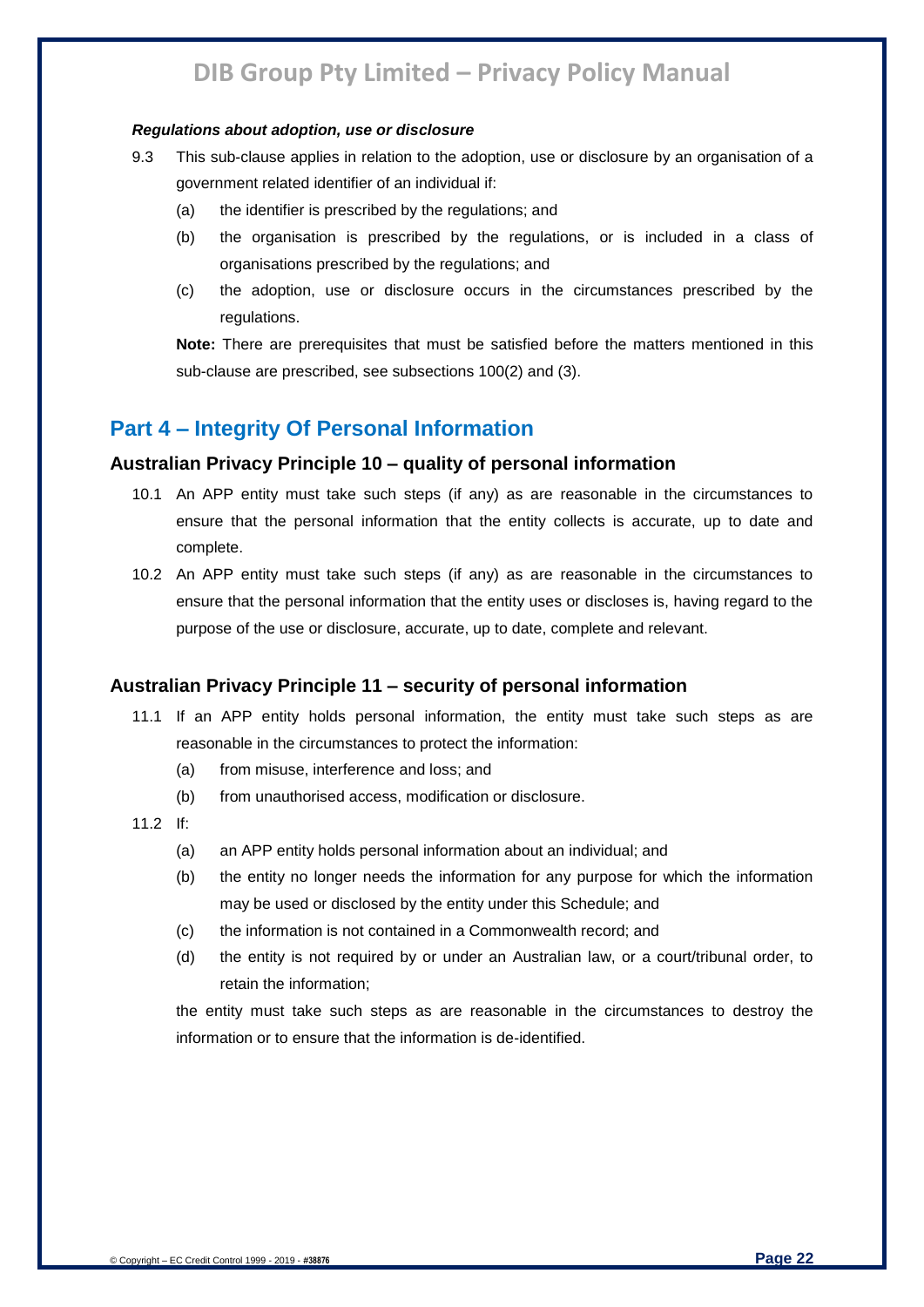***Regulations about adoption, use or disclosure***

9.3 This sub-clause applies in relation to the adoption, use or disclosure by an organisation of a government related identifier of an individual if:

(a) the identifier is prescribed by the regulations; and

(b) the organisation is prescribed by the regulations, or is included in a class of organisations prescribed by the regulations; and

(c) the adoption, use or disclosure occurs in the circumstances prescribed by the regulations.

**Note:** There are prerequisites that must be satisfied before the matters mentioned in this sub-clause are prescribed, see subsections 100(2) and (3).

## Part 4 – Integrity Of Personal Information

### Australian Privacy Principle 10 – quality of personal information

10.1 An APP entity must take such steps (if any) as are reasonable in the circumstances to ensure that the personal information that the entity collects is accurate, up to date and complete.

10.2 An APP entity must take such steps (if any) as are reasonable in the circumstances to ensure that the personal information that the entity uses or discloses is, having regard to the purpose of the use or disclosure, accurate, up to date, complete and relevant.

### Australian Privacy Principle 11 – security of personal information

11.1 If an APP entity holds personal information, the entity must take such steps as are reasonable in the circumstances to protect the information:

(a) from misuse, interference and loss; and

(b) from unauthorised access, modification or disclosure.

11.2 If:

(a) an APP entity holds personal information about an individual; and

(b) the entity no longer needs the information for any purpose for which the information may be used or disclosed by the entity under this Schedule; and

(c) the information is not contained in a Commonwealth record; and

(d) the entity is not required by or under an Australian law, or a court/tribunal order, to retain the information;

the entity must take such steps as are reasonable in the circumstances to destroy the information or to ensure that the information is de-identified.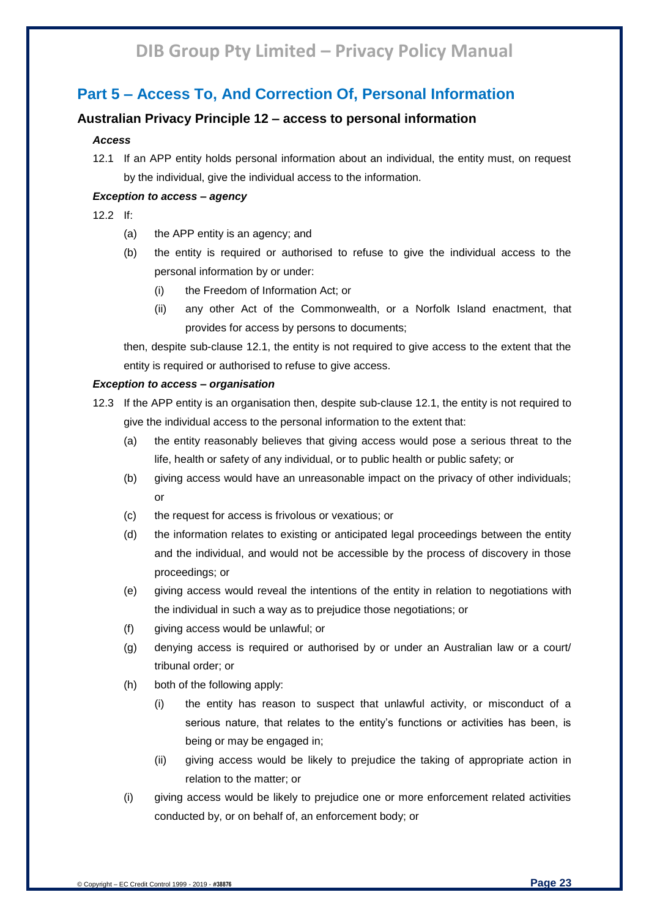## Part 5 – Access To, And Correction Of, Personal Information

### Australian Privacy Principle 12 – access to personal information

***Access***

12.1 If an APP entity holds personal information about an individual, the entity must, on request by the individual, give the individual access to the information.

***Exception to access – agency***

12.2 If:

- (a) the APP entity is an agency; and
- (b) the entity is required or authorised to refuse to give the individual access to the personal information by or under:
  - (i) the Freedom of Information Act; or
  - (ii) any other Act of the Commonwealth, or a Norfolk Island enactment, that provides for access by persons to documents;

then, despite sub-clause 12.1, the entity is not required to give access to the extent that the entity is required or authorised to refuse to give access.

***Exception to access – organisation***

12.3 If the APP entity is an organisation then, despite sub-clause 12.1, the entity is not required to give the individual access to the personal information to the extent that:

- (a) the entity reasonably believes that giving access would pose a serious threat to the life, health or safety of any individual, or to public health or public safety; or
- (b) giving access would have an unreasonable impact on the privacy of other individuals; or
- (c) the request for access is frivolous or vexatious; or
- (d) the information relates to existing or anticipated legal proceedings between the entity and the individual, and would not be accessible by the process of discovery in those proceedings; or
- (e) giving access would reveal the intentions of the entity in relation to negotiations with the individual in such a way as to prejudice those negotiations; or
- (f) giving access would be unlawful; or
- (g) denying access is required or authorised by or under an Australian law or a court/ tribunal order; or
- (h) both of the following apply:
  - (i) the entity has reason to suspect that unlawful activity, or misconduct of a serious nature, that relates to the entity's functions or activities has been, is being or may be engaged in;
  - (ii) giving access would be likely to prejudice the taking of appropriate action in relation to the matter; or
- (i) giving access would be likely to prejudice one or more enforcement related activities conducted by, or on behalf of, an enforcement body; or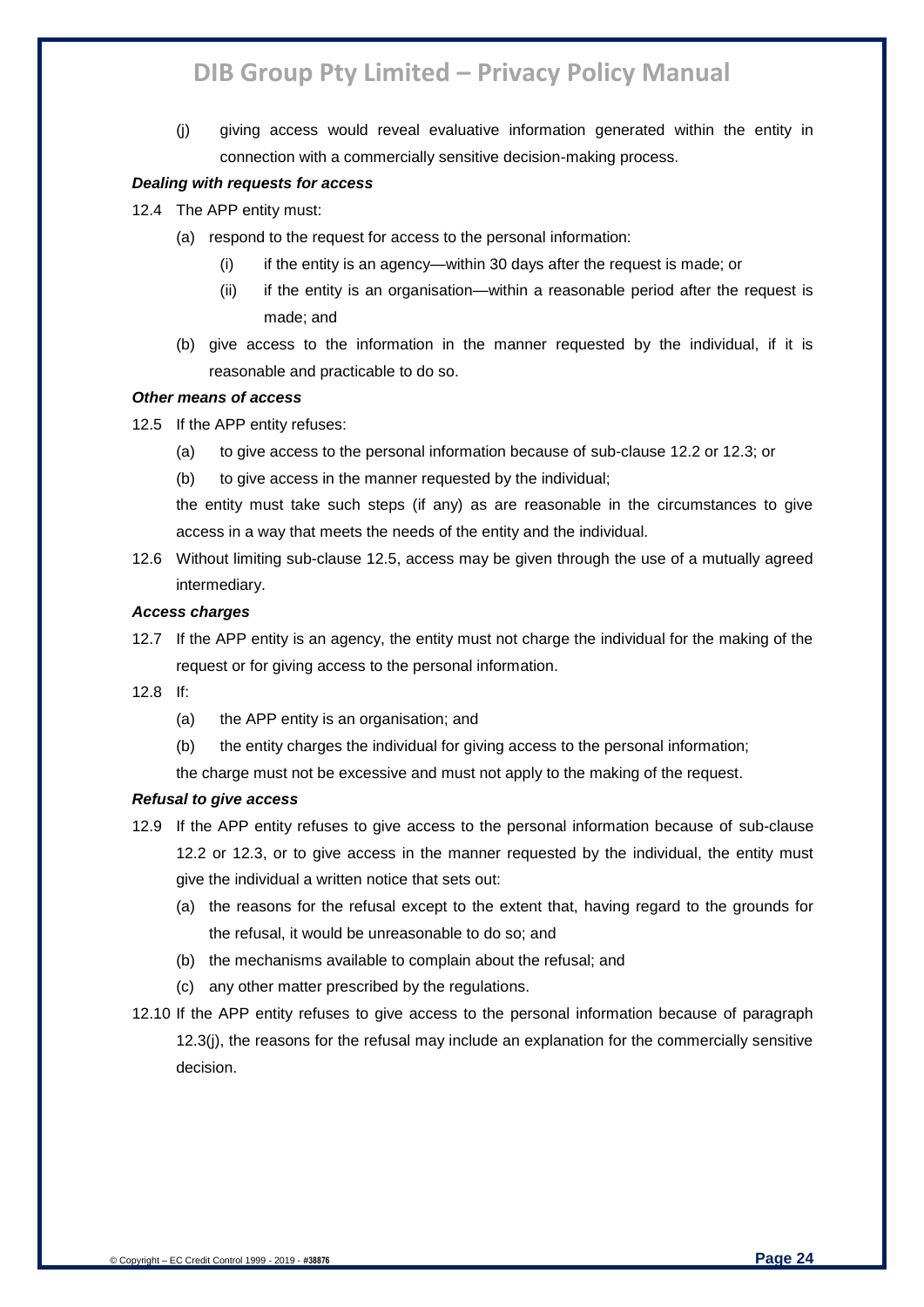(j) giving access would reveal evaluative information generated within the entity in connection with a commercially sensitive decision-making process.

***Dealing with requests for access***

12.4 The APP entity must:

(a) respond to the request for access to the personal information:

(i) if the entity is an agency—within 30 days after the request is made; or

(ii) if the entity is an organisation—within a reasonable period after the request is made; and

(b) give access to the information in the manner requested by the individual, if it is reasonable and practicable to do so.

***Other means of access***

12.5 If the APP entity refuses:

(a) to give access to the personal information because of sub-clause 12.2 or 12.3; or

(b) to give access in the manner requested by the individual;

the entity must take such steps (if any) as are reasonable in the circumstances to give access in a way that meets the needs of the entity and the individual.

12.6 Without limiting sub-clause 12.5, access may be given through the use of a mutually agreed intermediary.

***Access charges***

12.7 If the APP entity is an agency, the entity must not charge the individual for the making of the request or for giving access to the personal information.

12.8 If:

(a) the APP entity is an organisation; and

(b) the entity charges the individual for giving access to the personal information;

the charge must not be excessive and must not apply to the making of the request.

***Refusal to give access***

12.9 If the APP entity refuses to give access to the personal information because of sub-clause 12.2 or 12.3, or to give access in the manner requested by the individual, the entity must give the individual a written notice that sets out:

(a) the reasons for the refusal except to the extent that, having regard to the grounds for the refusal, it would be unreasonable to do so; and

(b) the mechanisms available to complain about the refusal; and

(c) any other matter prescribed by the regulations.

12.10 If the APP entity refuses to give access to the personal information because of paragraph 12.3(j), the reasons for the refusal may include an explanation for the commercially sensitive decision.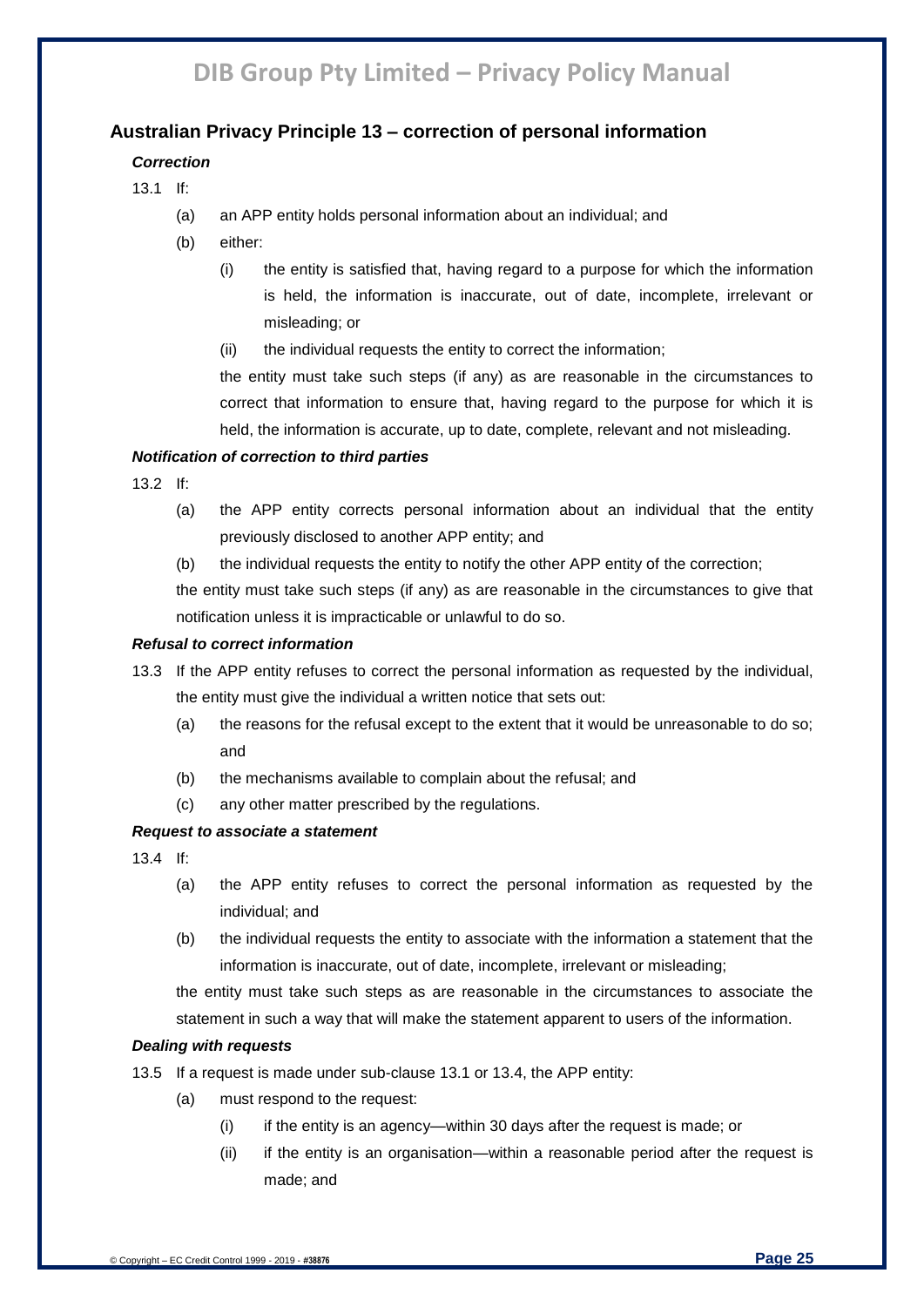## Australian Privacy Principle 13 – correction of personal information

***Correction***

13.1 If:

(a) an APP entity holds personal information about an individual; and

(b) either:

(i) the entity is satisfied that, having regard to a purpose for which the information is held, the information is inaccurate, out of date, incomplete, irrelevant or misleading; or

(ii) the individual requests the entity to correct the information;

the entity must take such steps (if any) as are reasonable in the circumstances to correct that information to ensure that, having regard to the purpose for which it is held, the information is accurate, up to date, complete, relevant and not misleading.

***Notification of correction to third parties***

13.2 If:

(a) the APP entity corrects personal information about an individual that the entity previously disclosed to another APP entity; and

(b) the individual requests the entity to notify the other APP entity of the correction;

the entity must take such steps (if any) as are reasonable in the circumstances to give that notification unless it is impracticable or unlawful to do so.

***Refusal to correct information***

13.3 If the APP entity refuses to correct the personal information as requested by the individual, the entity must give the individual a written notice that sets out:

(a) the reasons for the refusal except to the extent that it would be unreasonable to do so; and

(b) the mechanisms available to complain about the refusal; and

(c) any other matter prescribed by the regulations.

***Request to associate a statement***

13.4 If:

(a) the APP entity refuses to correct the personal information as requested by the individual; and

(b) the individual requests the entity to associate with the information a statement that the information is inaccurate, out of date, incomplete, irrelevant or misleading;

the entity must take such steps as are reasonable in the circumstances to associate the statement in such a way that will make the statement apparent to users of the information.

***Dealing with requests***

13.5 If a request is made under sub-clause 13.1 or 13.4, the APP entity:

(a) must respond to the request:

(i) if the entity is an agency—within 30 days after the request is made; or

(ii) if the entity is an organisation—within a reasonable period after the request is made; and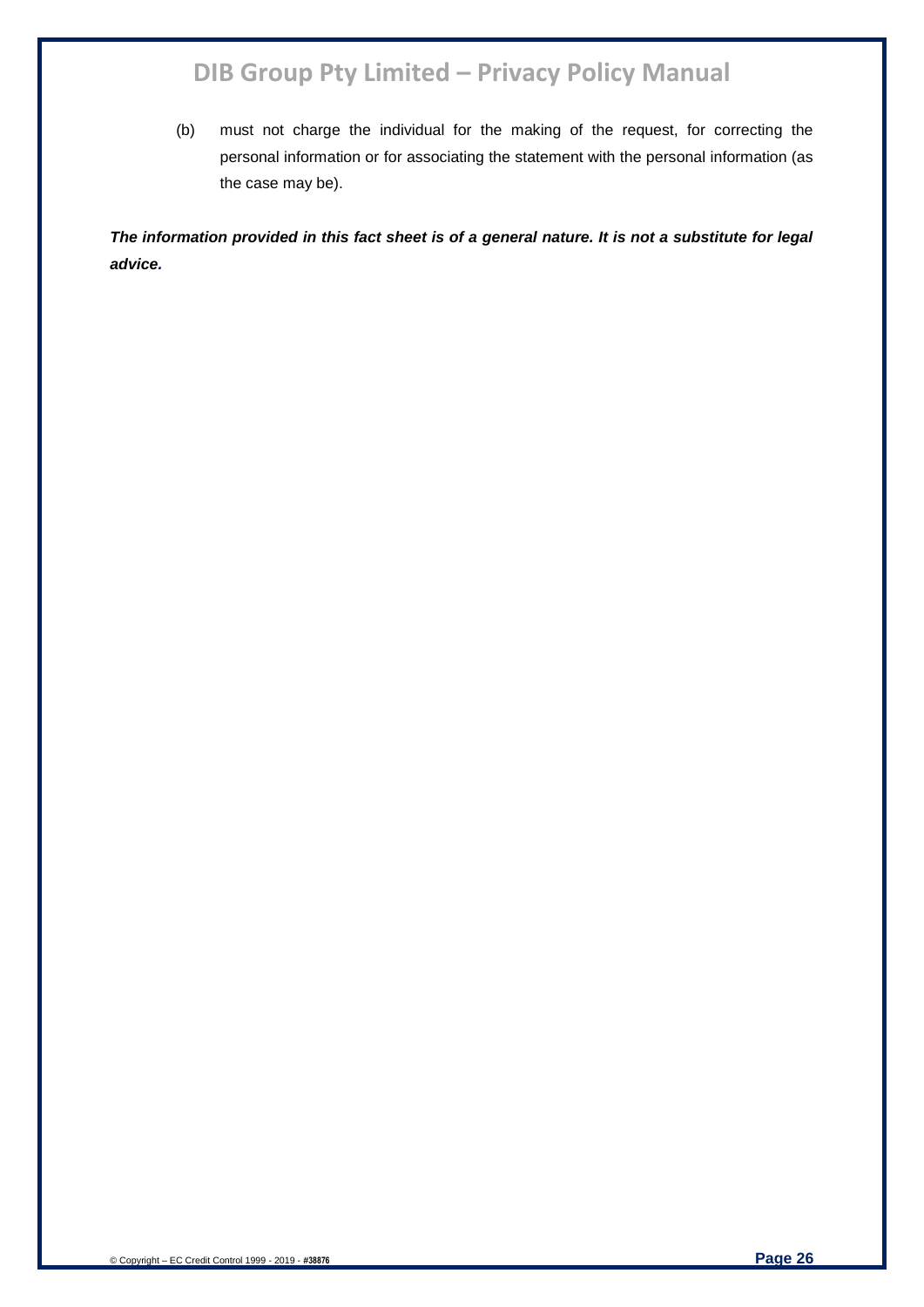(b) must not charge the individual for the making of the request, for correcting the personal information or for associating the statement with the personal information (as the case may be).

***The information provided in this fact sheet is of a general nature. It is not a substitute for legal advice.***